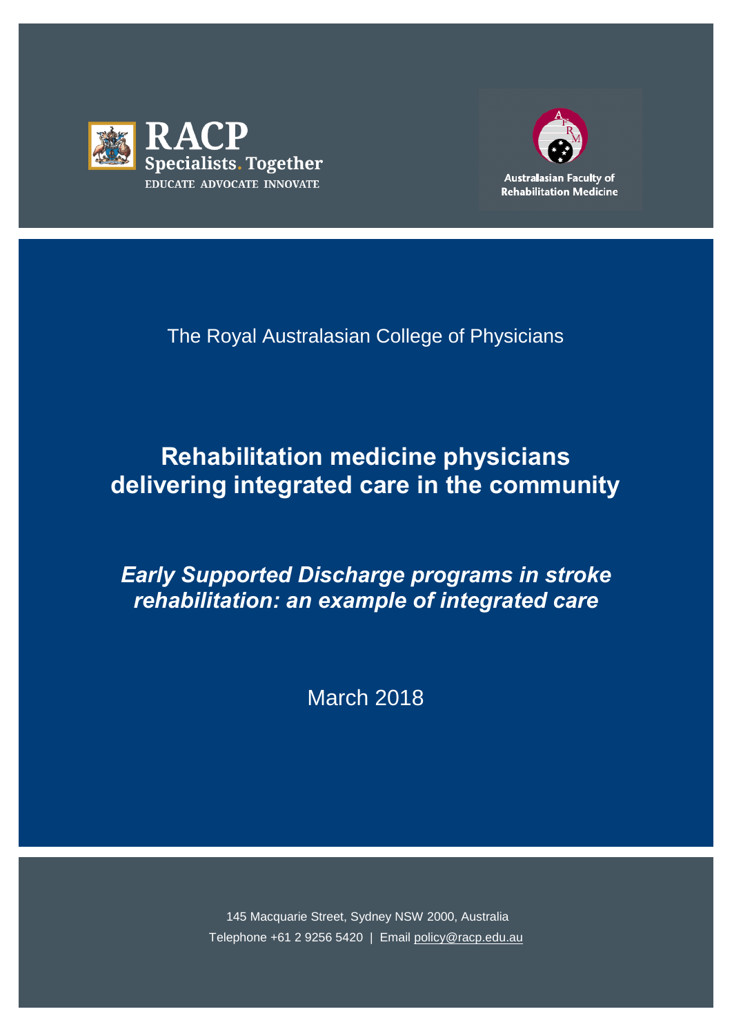RACP

Specialists. Together

EDUCATE ADVOCATE INNOVATE

Australasian Faculty of Rehabilitation Medicine

The Royal Australasian College of Physicians

# Rehabilitation medicine physicians delivering integrated care in the community

## *Early Supported Discharge programs in stroke rehabilitation: an example of integrated care*

March 2018

145 Macquarie Street, Sydney NSW 2000, Australia

Telephone +61 2 9256 5420 | Email policy@racp.edu.au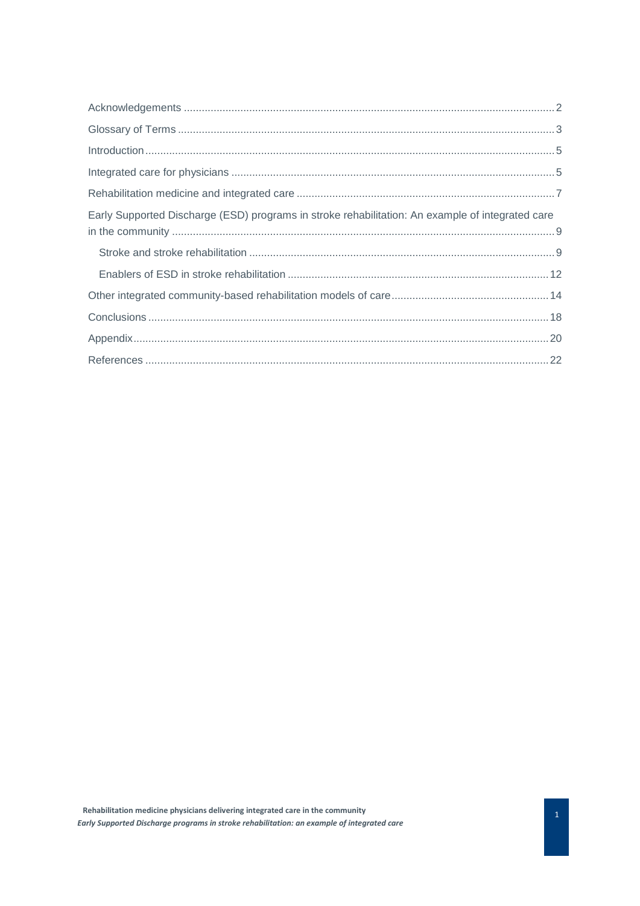Acknowledgements ........ 2

Glossary of Terms ........ 3

Introduction ........ 5

Integrated care for physicians ........ 5

Rehabilitation medicine and integrated care ........ 7

Early Supported Discharge (ESD) programs in stroke rehabilitation: An example of integrated care in the community ........ 9

- Stroke and stroke rehabilitation ........ 9
- Enablers of ESD in stroke rehabilitation ........ 12

Other integrated community-based rehabilitation models of care ........ 14

Conclusions ........ 18

Appendix ........ 20

References ........ 22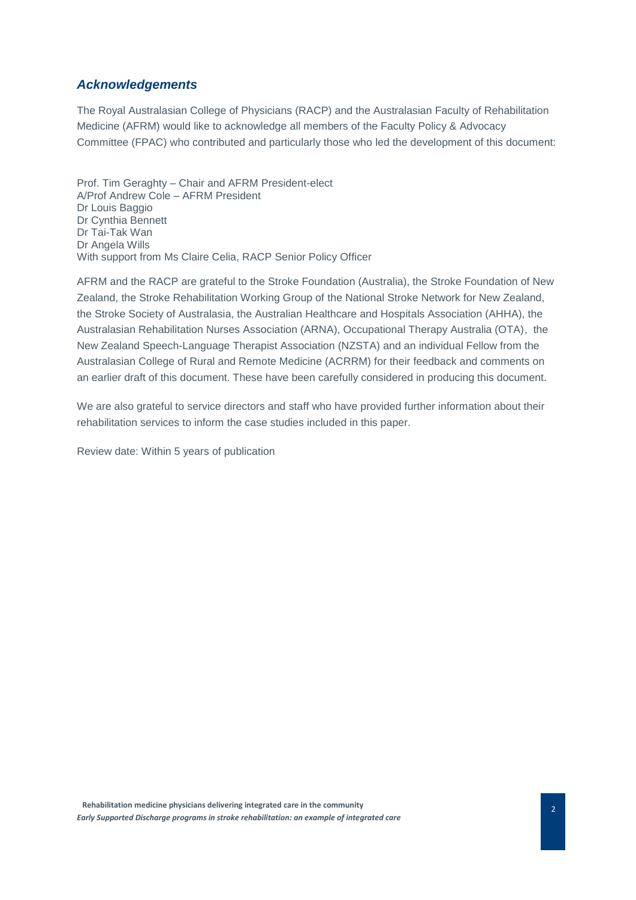## *Acknowledgements*

The Royal Australasian College of Physicians (RACP) and the Australasian Faculty of Rehabilitation Medicine (AFRM) would like to acknowledge all members of the Faculty Policy & Advocacy Committee (FPAC) who contributed and particularly those who led the development of this document:

Prof. Tim Geraghty – Chair and AFRM President-elect
A/Prof Andrew Cole – AFRM President
Dr Louis Baggio
Dr Cynthia Bennett
Dr Tai-Tak Wan
Dr Angela Wills
With support from Ms Claire Celia, RACP Senior Policy Officer

AFRM and the RACP are grateful to the Stroke Foundation (Australia), the Stroke Foundation of New Zealand, the Stroke Rehabilitation Working Group of the National Stroke Network for New Zealand, the Stroke Society of Australasia, the Australian Healthcare and Hospitals Association (AHHA), the Australasian Rehabilitation Nurses Association (ARNA), Occupational Therapy Australia (OTA), the New Zealand Speech-Language Therapist Association (NZSTA) and an individual Fellow from the Australasian College of Rural and Remote Medicine (ACRRM) for their feedback and comments on an earlier draft of this document. These have been carefully considered in producing this document.

We are also grateful to service directors and staff who have provided further information about their rehabilitation services to inform the case studies included in this paper.

Review date: Within 5 years of publication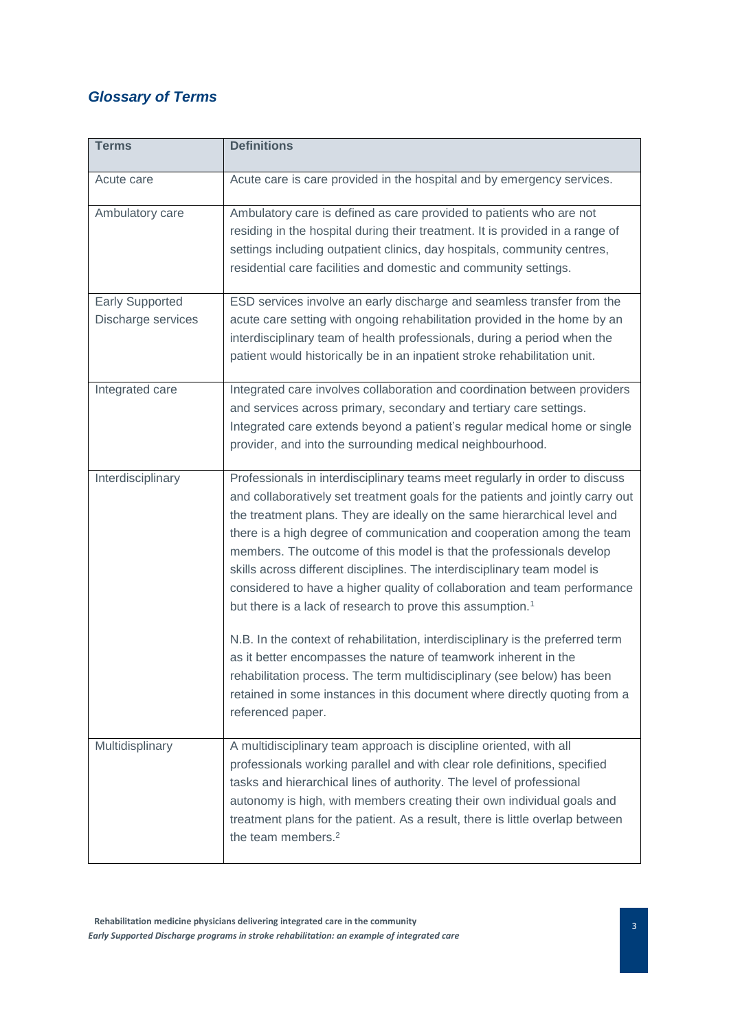## *Glossary of Terms*

| Terms | Definitions |
|---|---|
| Acute care | Acute care is care provided in the hospital and by emergency services. |
| Ambulatory care | Ambulatory care is defined as care provided to patients who are not residing in the hospital during their treatment. It is provided in a range of settings including outpatient clinics, day hospitals, community centres, residential care facilities and domestic and community settings. |
| Early Supported Discharge services | ESD services involve an early discharge and seamless transfer from the acute care setting with ongoing rehabilitation provided in the home by an interdisciplinary team of health professionals, during a period when the patient would historically be in an inpatient stroke rehabilitation unit. |
| Integrated care | Integrated care involves collaboration and coordination between providers and services across primary, secondary and tertiary care settings. Integrated care extends beyond a patient's regular medical home or single provider, and into the surrounding medical neighbourhood. |
| Interdisciplinary | Professionals in interdisciplinary teams meet regularly in order to discuss and collaboratively set treatment goals for the patients and jointly carry out the treatment plans. They are ideally on the same hierarchical level and there is a high degree of communication and cooperation among the team members. The outcome of this model is that the professionals develop skills across different disciplines. The interdisciplinary team model is considered to have a higher quality of collaboration and team performance but there is a lack of research to prove this assumption.[1] <br><br> N.B. In the context of rehabilitation, interdisciplinary is the preferred term as it better encompasses the nature of teamwork inherent in the rehabilitation process. The term multidisciplinary (see below) has been retained in some instances in this document where directly quoting from a referenced paper. |
| Multidisplinary | A multidisciplinary team approach is discipline oriented, with all professionals working parallel and with clear role definitions, specified tasks and hierarchical lines of authority. The level of professional autonomy is high, with members creating their own individual goals and treatment plans for the patient. As a result, there is little overlap between the team members.[2] |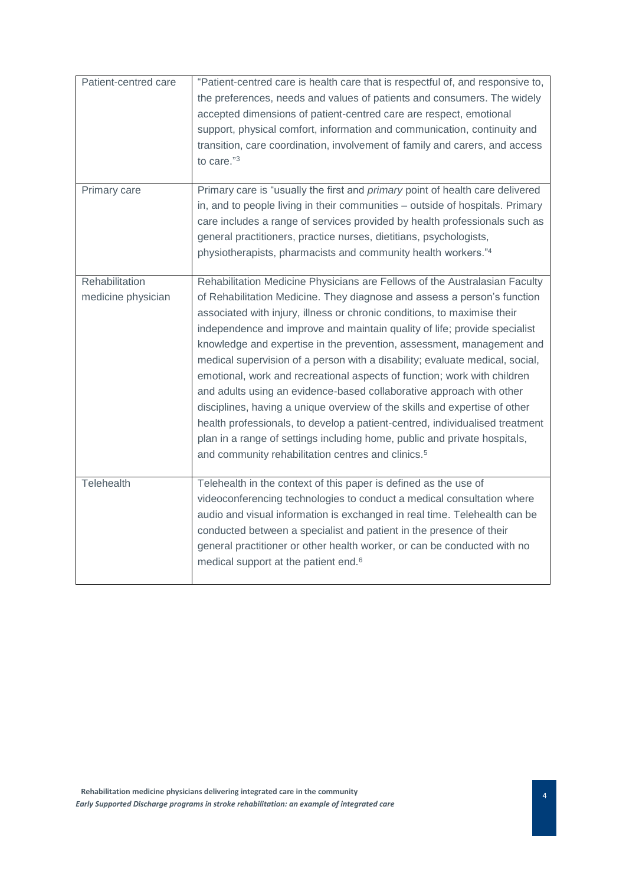| | |
|---|---|
| Patient-centred care | "Patient-centred care is health care that is respectful of, and responsive to, the preferences, needs and values of patients and consumers. The widely accepted dimensions of patient-centred care are respect, emotional support, physical comfort, information and communication, continuity and transition, care coordination, involvement of family and carers, and access to care."[3] |
| Primary care | Primary care is "usually the first and *primary* point of health care delivered in, and to people living in their communities – outside of hospitals. Primary care includes a range of services provided by health professionals such as general practitioners, practice nurses, dietitians, psychologists, physiotherapists, pharmacists and community health workers."[4] |
| Rehabilitation medicine physician | Rehabilitation Medicine Physicians are Fellows of the Australasian Faculty of Rehabilitation Medicine. They diagnose and assess a person's function associated with injury, illness or chronic conditions, to maximise their independence and improve and maintain quality of life; provide specialist knowledge and expertise in the prevention, assessment, management and medical supervision of a person with a disability; evaluate medical, social, emotional, work and recreational aspects of function; work with children and adults using an evidence-based collaborative approach with other disciplines, having a unique overview of the skills and expertise of other health professionals, to develop a patient-centred, individualised treatment plan in a range of settings including home, public and private hospitals, and community rehabilitation centres and clinics.[5] |
| Telehealth | Telehealth in the context of this paper is defined as the use of videoconferencing technologies to conduct a medical consultation where audio and visual information is exchanged in real time. Telehealth can be conducted between a specialist and patient in the presence of their general practitioner or other health worker, or can be conducted with no medical support at the patient end.[6] |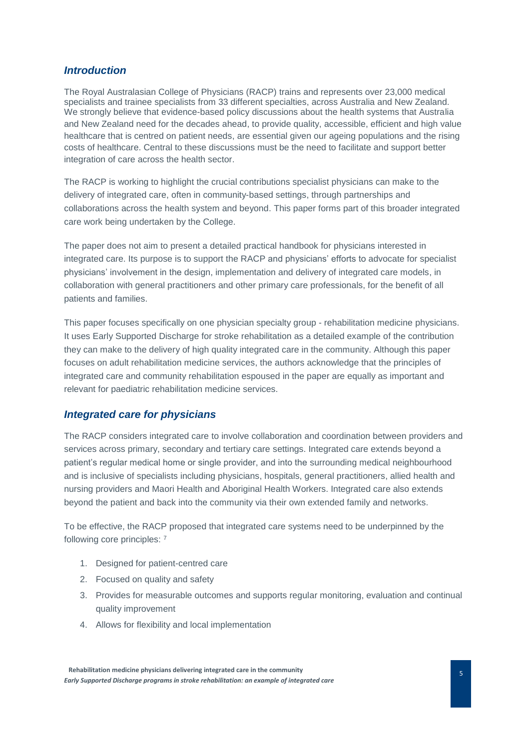## *Introduction*

The Royal Australasian College of Physicians (RACP) trains and represents over 23,000 medical specialists and trainee specialists from 33 different specialties, across Australia and New Zealand. We strongly believe that evidence-based policy discussions about the health systems that Australia and New Zealand need for the decades ahead, to provide quality, accessible, efficient and high value healthcare that is centred on patient needs, are essential given our ageing populations and the rising costs of healthcare. Central to these discussions must be the need to facilitate and support better integration of care across the health sector.

The RACP is working to highlight the crucial contributions specialist physicians can make to the delivery of integrated care, often in community-based settings, through partnerships and collaborations across the health system and beyond. This paper forms part of this broader integrated care work being undertaken by the College.

The paper does not aim to present a detailed practical handbook for physicians interested in integrated care. Its purpose is to support the RACP and physicians' efforts to advocate for specialist physicians' involvement in the design, implementation and delivery of integrated care models, in collaboration with general practitioners and other primary care professionals, for the benefit of all patients and families.

This paper focuses specifically on one physician specialty group - rehabilitation medicine physicians. It uses Early Supported Discharge for stroke rehabilitation as a detailed example of the contribution they can make to the delivery of high quality integrated care in the community. Although this paper focuses on adult rehabilitation medicine services, the authors acknowledge that the principles of integrated care and community rehabilitation espoused in the paper are equally as important and relevant for paediatric rehabilitation medicine services.

## *Integrated care for physicians*

The RACP considers integrated care to involve collaboration and coordination between providers and services across primary, secondary and tertiary care settings. Integrated care extends beyond a patient's regular medical home or single provider, and into the surrounding medical neighbourhood and is inclusive of specialists including physicians, hospitals, general practitioners, allied health and nursing providers and Maori Health and Aboriginal Health Workers. Integrated care also extends beyond the patient and back into the community via their own extended family and networks.

To be effective, the RACP proposed that integrated care systems need to be underpinned by the following core principles: [7]

1. Designed for patient-centred care
2. Focused on quality and safety
3. Provides for measurable outcomes and supports regular monitoring, evaluation and continual quality improvement
4. Allows for flexibility and local implementation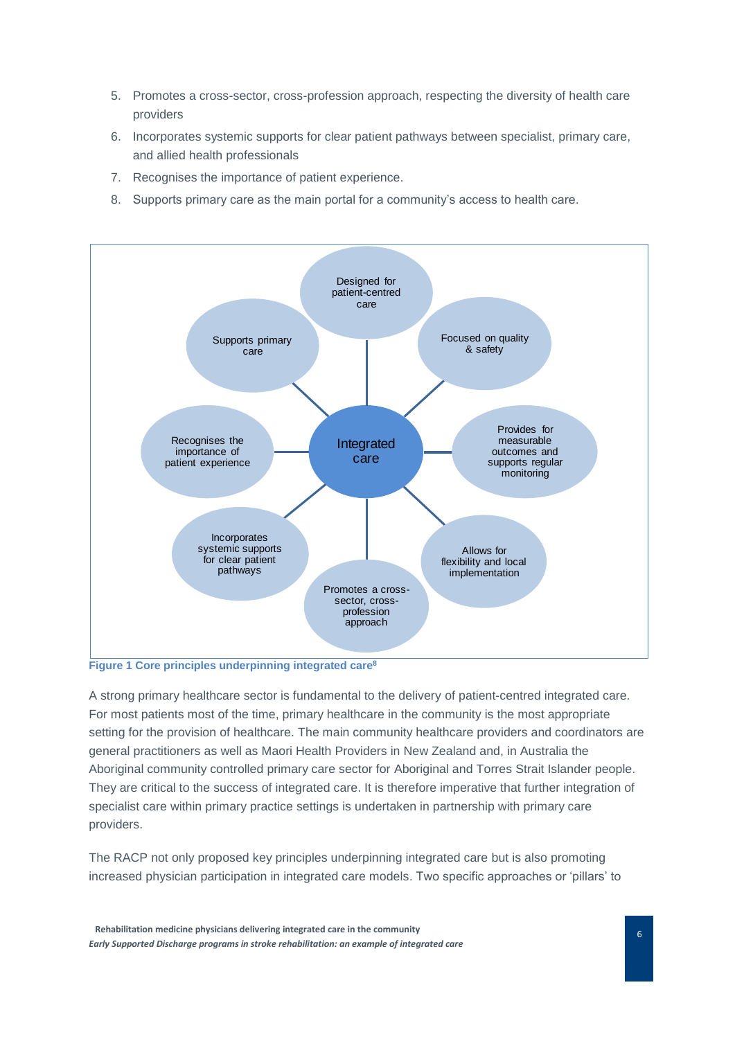5. Promotes a cross-sector, cross-profession approach, respecting the diversity of health care providers
6. Incorporates systemic supports for clear patient pathways between specialist, primary care, and allied health professionals
7. Recognises the importance of patient experience.
8. Supports primary care as the main portal for a community's access to health care.

Integrated care

- Designed for patient-centred care
- Focused on quality & safety
- Provides for measurable outcomes and supports regular monitoring
- Allows for flexibility and local implementation
- Promotes a cross-sector, cross-profession approach
- Incorporates systemic supports for clear patient pathways
- Recognises the importance of patient experience
- Supports primary care

**Figure 1 Core principles underpinning integrated care[8]**

A strong primary healthcare sector is fundamental to the delivery of patient-centred integrated care. For most patients most of the time, primary healthcare in the community is the most appropriate setting for the provision of healthcare. The main community healthcare providers and coordinators are general practitioners as well as Maori Health Providers in New Zealand and, in Australia the Aboriginal community controlled primary care sector for Aboriginal and Torres Strait Islander people. They are critical to the success of integrated care. It is therefore imperative that further integration of specialist care within primary practice settings is undertaken in partnership with primary care providers.

The RACP not only proposed key principles underpinning integrated care but is also promoting increased physician participation in integrated care models. Two specific approaches or 'pillars' to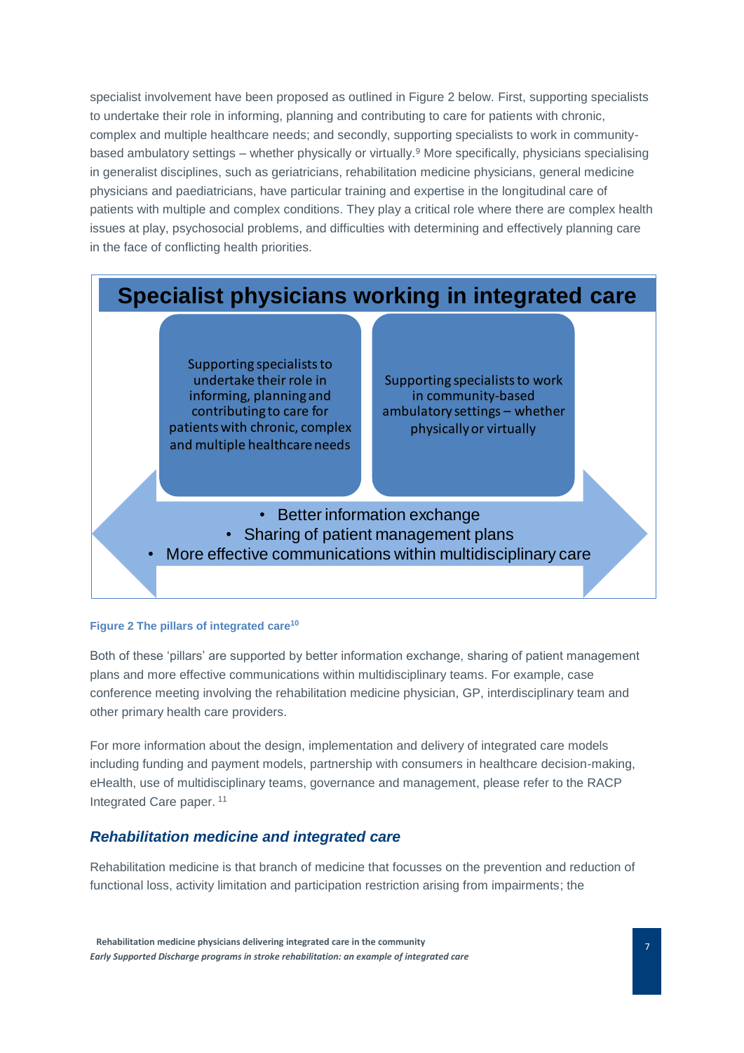specialist involvement have been proposed as outlined in Figure 2 below. First, supporting specialists to undertake their role in informing, planning and contributing to care for patients with chronic, complex and multiple healthcare needs; and secondly, supporting specialists to work in community-based ambulatory settings – whether physically or virtually.[9] More specifically, physicians specialising in generalist disciplines, such as geriatricians, rehabilitation medicine physicians, general medicine physicians and paediatricians, have particular training and expertise in the longitudinal care of patients with multiple and complex conditions. They play a critical role where there are complex health issues at play, psychosocial problems, and difficulties with determining and effectively planning care in the face of conflicting health priorities.

**Specialist physicians working in integrated care**

Supporting specialists to undertake their role in informing, planning and contributing to care for patients with chronic, complex and multiple healthcare needs

Supporting specialists to work in community-based ambulatory settings – whether physically or virtually

- Better information exchange
- Sharing of patient management plans
- More effective communications within multidisciplinary care

**Figure 2 The pillars of integrated care[10]**

Both of these 'pillars' are supported by better information exchange, sharing of patient management plans and more effective communications within multidisciplinary teams. For example, case conference meeting involving the rehabilitation medicine physician, GP, interdisciplinary team and other primary health care providers.

For more information about the design, implementation and delivery of integrated care models including funding and payment models, partnership with consumers in healthcare decision-making, eHealth, use of multidisciplinary teams, governance and management, please refer to the RACP Integrated Care paper. [11]

## *Rehabilitation medicine and integrated care*

Rehabilitation medicine is that branch of medicine that focusses on the prevention and reduction of functional loss, activity limitation and participation restriction arising from impairments; the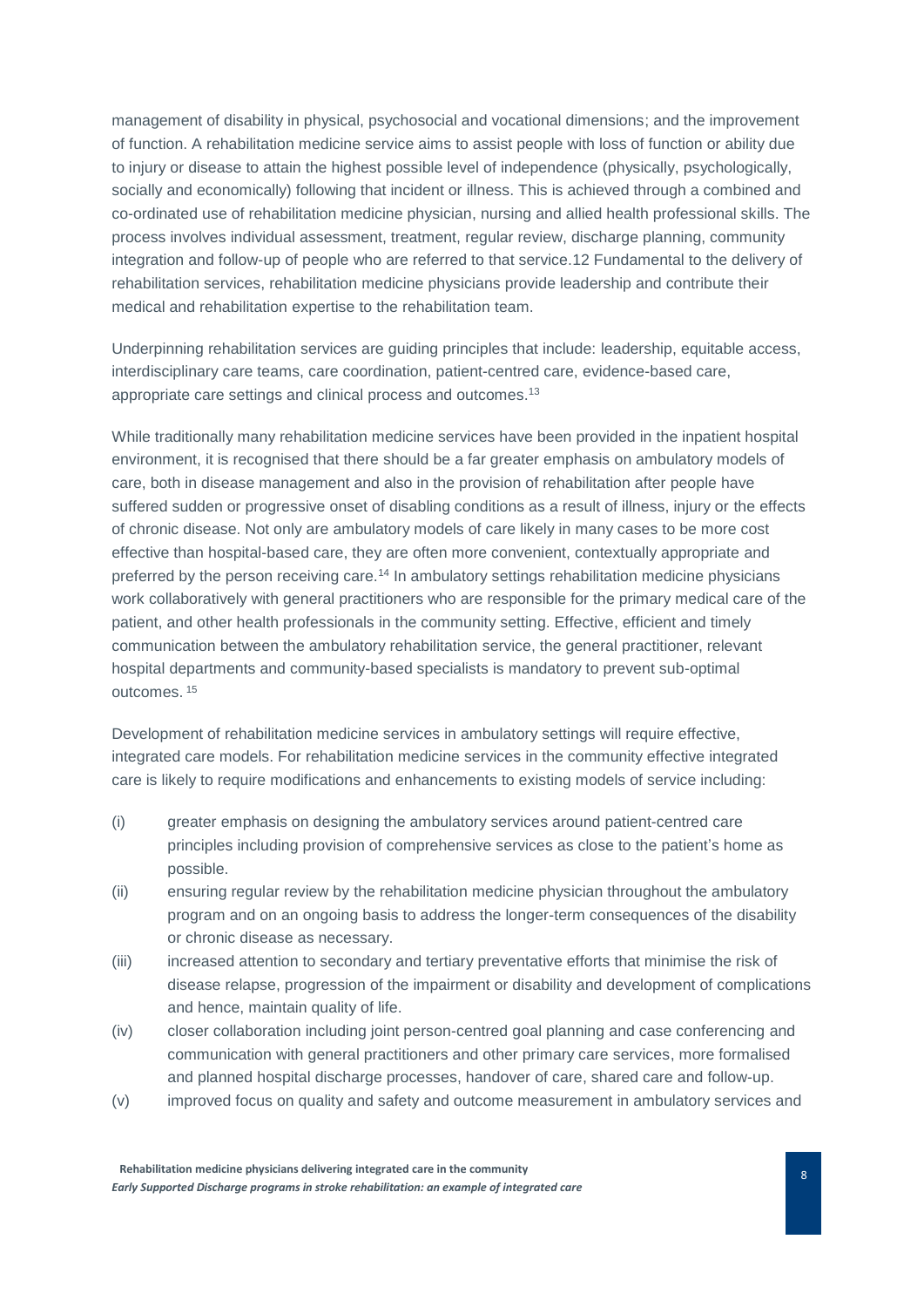management of disability in physical, psychosocial and vocational dimensions; and the improvement of function. A rehabilitation medicine service aims to assist people with loss of function or ability due to injury or disease to attain the highest possible level of independence (physically, psychologically, socially and economically) following that incident or illness. This is achieved through a combined and co-ordinated use of rehabilitation medicine physician, nursing and allied health professional skills. The process involves individual assessment, treatment, regular review, discharge planning, community integration and follow-up of people who are referred to that service.12 Fundamental to the delivery of rehabilitation services, rehabilitation medicine physicians provide leadership and contribute their medical and rehabilitation expertise to the rehabilitation team.

Underpinning rehabilitation services are guiding principles that include: leadership, equitable access, interdisciplinary care teams, care coordination, patient-centred care, evidence-based care, appropriate care settings and clinical process and outcomes.[13]

While traditionally many rehabilitation medicine services have been provided in the inpatient hospital environment, it is recognised that there should be a far greater emphasis on ambulatory models of care, both in disease management and also in the provision of rehabilitation after people have suffered sudden or progressive onset of disabling conditions as a result of illness, injury or the effects of chronic disease. Not only are ambulatory models of care likely in many cases to be more cost effective than hospital-based care, they are often more convenient, contextually appropriate and preferred by the person receiving care.[14] In ambulatory settings rehabilitation medicine physicians work collaboratively with general practitioners who are responsible for the primary medical care of the patient, and other health professionals in the community setting. Effective, efficient and timely communication between the ambulatory rehabilitation service, the general practitioner, relevant hospital departments and community-based specialists is mandatory to prevent sub-optimal outcomes.[15]

Development of rehabilitation medicine services in ambulatory settings will require effective, integrated care models. For rehabilitation medicine services in the community effective integrated care is likely to require modifications and enhancements to existing models of service including:

(i) greater emphasis on designing the ambulatory services around patient-centred care principles including provision of comprehensive services as close to the patient's home as possible.

(ii) ensuring regular review by the rehabilitation medicine physician throughout the ambulatory program and on an ongoing basis to address the longer-term consequences of the disability or chronic disease as necessary.

(iii) increased attention to secondary and tertiary preventative efforts that minimise the risk of disease relapse, progression of the impairment or disability and development of complications and hence, maintain quality of life.

(iv) closer collaboration including joint person-centred goal planning and case conferencing and communication with general practitioners and other primary care services, more formalised and planned hospital discharge processes, handover of care, shared care and follow-up.

(v) improved focus on quality and safety and outcome measurement in ambulatory services and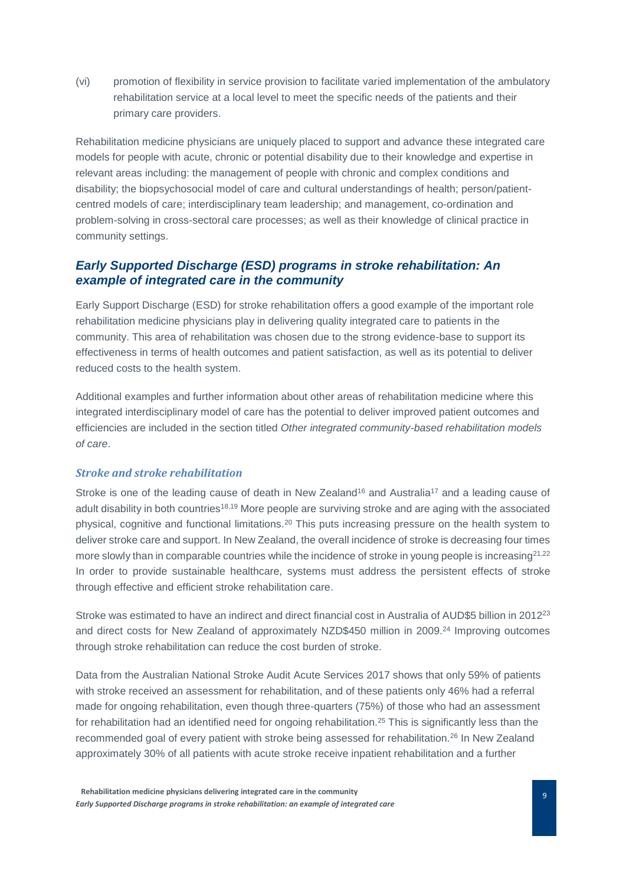(vi) promotion of flexibility in service provision to facilitate varied implementation of the ambulatory rehabilitation service at a local level to meet the specific needs of the patients and their primary care providers.

Rehabilitation medicine physicians are uniquely placed to support and advance these integrated care models for people with acute, chronic or potential disability due to their knowledge and expertise in relevant areas including: the management of people with chronic and complex conditions and disability; the biopsychosocial model of care and cultural understandings of health; person/patient-centred models of care; interdisciplinary team leadership; and management, co-ordination and problem-solving in cross-sectoral care processes; as well as their knowledge of clinical practice in community settings.

## *Early Supported Discharge (ESD) programs in stroke rehabilitation: An example of integrated care in the community*

Early Support Discharge (ESD) for stroke rehabilitation offers a good example of the important role rehabilitation medicine physicians play in delivering quality integrated care to patients in the community. This area of rehabilitation was chosen due to the strong evidence-base to support its effectiveness in terms of health outcomes and patient satisfaction, as well as its potential to deliver reduced costs to the health system.

Additional examples and further information about other areas of rehabilitation medicine where this integrated interdisciplinary model of care has the potential to deliver improved patient outcomes and efficiencies are included in the section titled *Other integrated community-based rehabilitation models of care*.

### *Stroke and stroke rehabilitation*

Stroke is one of the leading cause of death in New Zealand[16] and Australia[17] and a leading cause of adult disability in both countries[18,19] More people are surviving stroke and are aging with the associated physical, cognitive and functional limitations.[20] This puts increasing pressure on the health system to deliver stroke care and support. In New Zealand, the overall incidence of stroke is decreasing four times more slowly than in comparable countries while the incidence of stroke in young people is increasing[21,22] In order to provide sustainable healthcare, systems must address the persistent effects of stroke through effective and efficient stroke rehabilitation care.

Stroke was estimated to have an indirect and direct financial cost in Australia of AUD$5 billion in 2012[23] and direct costs for New Zealand of approximately NZD$450 million in 2009.[24] Improving outcomes through stroke rehabilitation can reduce the cost burden of stroke.

Data from the Australian National Stroke Audit Acute Services 2017 shows that only 59% of patients with stroke received an assessment for rehabilitation, and of these patients only 46% had a referral made for ongoing rehabilitation, even though three-quarters (75%) of those who had an assessment for rehabilitation had an identified need for ongoing rehabilitation.[25] This is significantly less than the recommended goal of every patient with stroke being assessed for rehabilitation.[26] In New Zealand approximately 30% of all patients with acute stroke receive inpatient rehabilitation and a further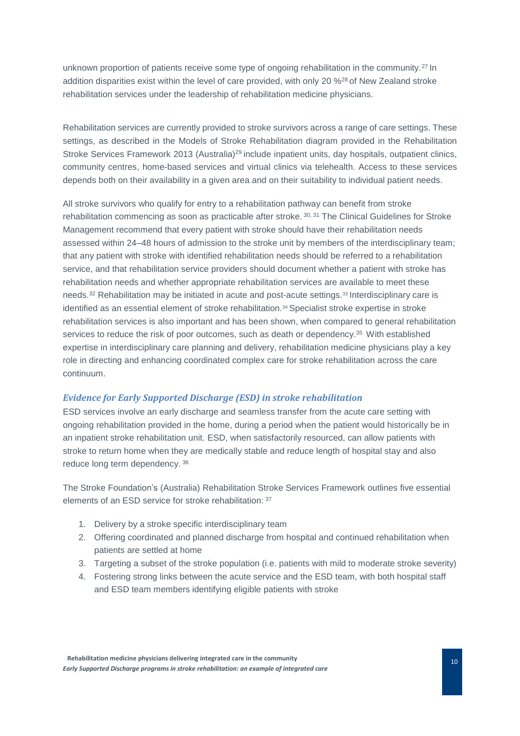unknown proportion of patients receive some type of ongoing rehabilitation in the community.[27] In addition disparities exist within the level of care provided, with only 20 %[28] of New Zealand stroke rehabilitation services under the leadership of rehabilitation medicine physicians.

Rehabilitation services are currently provided to stroke survivors across a range of care settings. These settings, as described in the Models of Stroke Rehabilitation diagram provided in the Rehabilitation Stroke Services Framework 2013 (Australia)[29] include inpatient units, day hospitals, outpatient clinics, community centres, home-based services and virtual clinics via telehealth. Access to these services depends both on their availability in a given area and on their suitability to individual patient needs.

All stroke survivors who qualify for entry to a rehabilitation pathway can benefit from stroke rehabilitation commencing as soon as practicable after stroke.[30, 31] The Clinical Guidelines for Stroke Management recommend that every patient with stroke should have their rehabilitation needs assessed within 24–48 hours of admission to the stroke unit by members of the interdisciplinary team; that any patient with stroke with identified rehabilitation needs should be referred to a rehabilitation service, and that rehabilitation service providers should document whether a patient with stroke has rehabilitation needs and whether appropriate rehabilitation services are available to meet these needs.[32] Rehabilitation may be initiated in acute and post-acute settings.[33] Interdisciplinary care is identified as an essential element of stroke rehabilitation.[34] Specialist stroke expertise in stroke rehabilitation services is also important and has been shown, when compared to general rehabilitation services to reduce the risk of poor outcomes, such as death or dependency.[35] With established expertise in interdisciplinary care planning and delivery, rehabilitation medicine physicians play a key role in directing and enhancing coordinated complex care for stroke rehabilitation across the care continuum.

### *Evidence for Early Supported Discharge (ESD) in stroke rehabilitation*

ESD services involve an early discharge and seamless transfer from the acute care setting with ongoing rehabilitation provided in the home, during a period when the patient would historically be in an inpatient stroke rehabilitation unit. ESD, when satisfactorily resourced, can allow patients with stroke to return home when they are medically stable and reduce length of hospital stay and also reduce long term dependency.[36]

The Stroke Foundation's (Australia) Rehabilitation Stroke Services Framework outlines five essential elements of an ESD service for stroke rehabilitation:[37]

1. Delivery by a stroke specific interdisciplinary team
2. Offering coordinated and planned discharge from hospital and continued rehabilitation when patients are settled at home
3. Targeting a subset of the stroke population (i.e. patients with mild to moderate stroke severity)
4. Fostering strong links between the acute service and the ESD team, with both hospital staff and ESD team members identifying eligible patients with stroke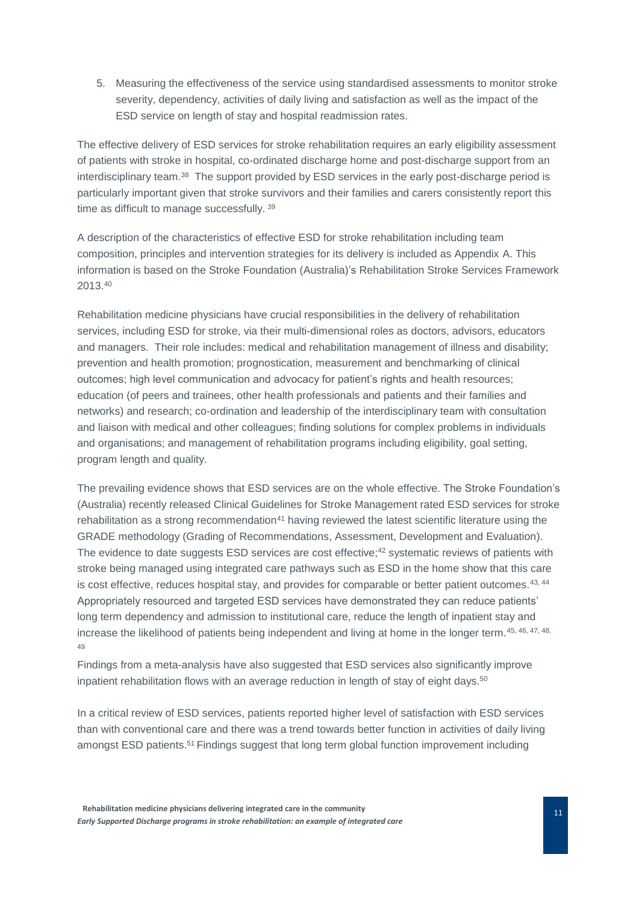5. Measuring the effectiveness of the service using standardised assessments to monitor stroke severity, dependency, activities of daily living and satisfaction as well as the impact of the ESD service on length of stay and hospital readmission rates.

The effective delivery of ESD services for stroke rehabilitation requires an early eligibility assessment of patients with stroke in hospital, co-ordinated discharge home and post-discharge support from an interdisciplinary team.[38] The support provided by ESD services in the early post-discharge period is particularly important given that stroke survivors and their families and carers consistently report this time as difficult to manage successfully.[39]

A description of the characteristics of effective ESD for stroke rehabilitation including team composition, principles and intervention strategies for its delivery is included as Appendix A. This information is based on the Stroke Foundation (Australia)'s Rehabilitation Stroke Services Framework 2013.[40]

Rehabilitation medicine physicians have crucial responsibilities in the delivery of rehabilitation services, including ESD for stroke, via their multi-dimensional roles as doctors, advisors, educators and managers. Their role includes: medical and rehabilitation management of illness and disability; prevention and health promotion; prognostication, measurement and benchmarking of clinical outcomes; high level communication and advocacy for patient's rights and health resources; education (of peers and trainees, other health professionals and patients and their families and networks) and research; co-ordination and leadership of the interdisciplinary team with consultation and liaison with medical and other colleagues; finding solutions for complex problems in individuals and organisations; and management of rehabilitation programs including eligibility, goal setting, program length and quality.

The prevailing evidence shows that ESD services are on the whole effective. The Stroke Foundation's (Australia) recently released Clinical Guidelines for Stroke Management rated ESD services for stroke rehabilitation as a strong recommendation[41] having reviewed the latest scientific literature using the GRADE methodology (Grading of Recommendations, Assessment, Development and Evaluation). The evidence to date suggests ESD services are cost effective;[42] systematic reviews of patients with stroke being managed using integrated care pathways such as ESD in the home show that this care is cost effective, reduces hospital stay, and provides for comparable or better patient outcomes.[43, 44] Appropriately resourced and targeted ESD services have demonstrated they can reduce patients' long term dependency and admission to institutional care, reduce the length of inpatient stay and increase the likelihood of patients being independent and living at home in the longer term.[45, 46, 47, 48, 49]

Findings from a meta-analysis have also suggested that ESD services also significantly improve inpatient rehabilitation flows with an average reduction in length of stay of eight days.[50]

In a critical review of ESD services, patients reported higher level of satisfaction with ESD services than with conventional care and there was a trend towards better function in activities of daily living amongst ESD patients.[51] Findings suggest that long term global function improvement including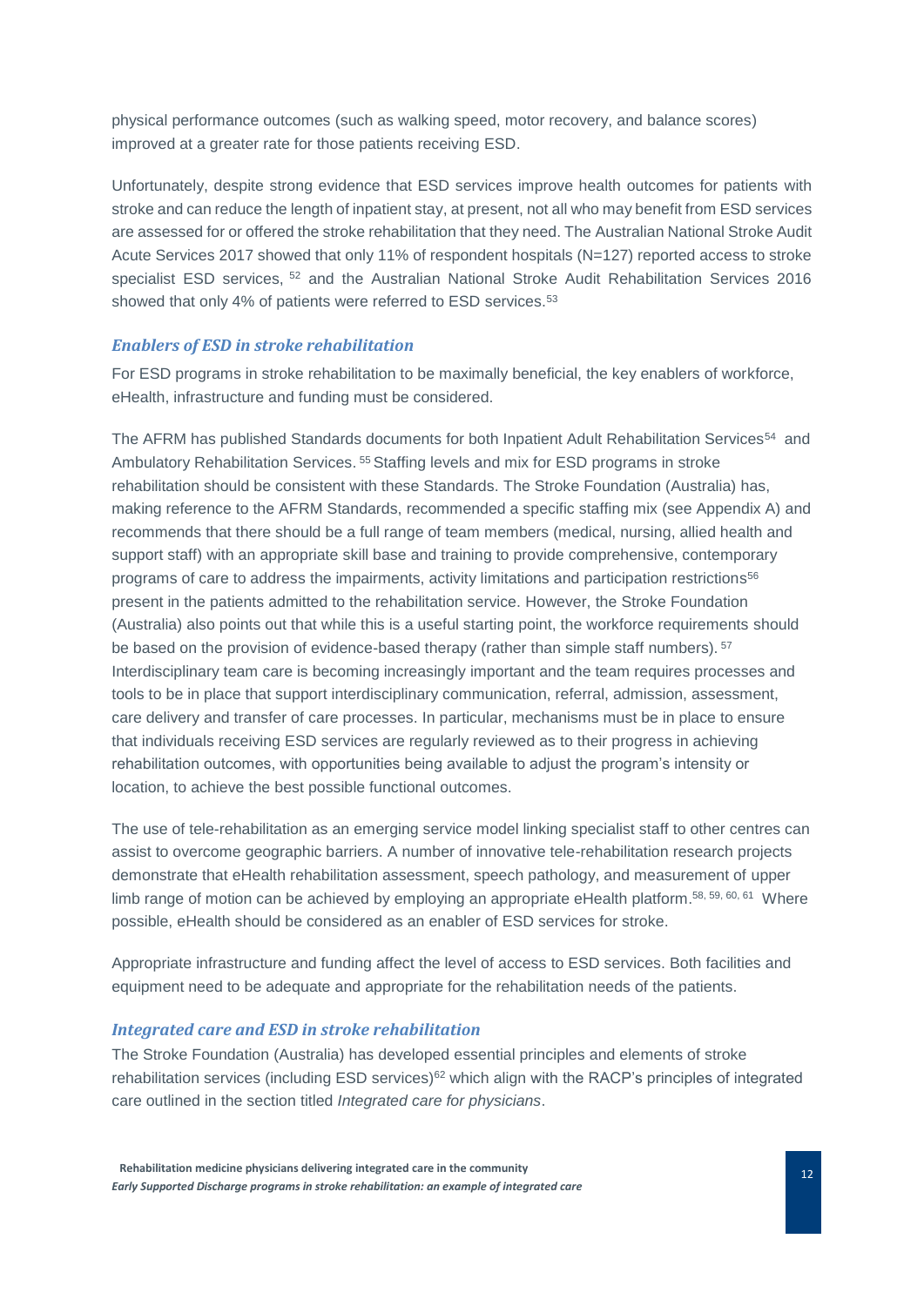physical performance outcomes (such as walking speed, motor recovery, and balance scores) improved at a greater rate for those patients receiving ESD.

Unfortunately, despite strong evidence that ESD services improve health outcomes for patients with stroke and can reduce the length of inpatient stay, at present, not all who may benefit from ESD services are assessed for or offered the stroke rehabilitation that they need. The Australian National Stroke Audit Acute Services 2017 showed that only 11% of respondent hospitals (N=127) reported access to stroke specialist ESD services, [52] and the Australian National Stroke Audit Rehabilitation Services 2016 showed that only 4% of patients were referred to ESD services.[53]

### *Enablers of ESD in stroke rehabilitation*

For ESD programs in stroke rehabilitation to be maximally beneficial, the key enablers of workforce, eHealth, infrastructure and funding must be considered.

The AFRM has published Standards documents for both Inpatient Adult Rehabilitation Services[54] and Ambulatory Rehabilitation Services. [55] Staffing levels and mix for ESD programs in stroke rehabilitation should be consistent with these Standards. The Stroke Foundation (Australia) has, making reference to the AFRM Standards, recommended a specific staffing mix (see Appendix A) and recommends that there should be a full range of team members (medical, nursing, allied health and support staff) with an appropriate skill base and training to provide comprehensive, contemporary programs of care to address the impairments, activity limitations and participation restrictions[56] present in the patients admitted to the rehabilitation service. However, the Stroke Foundation (Australia) also points out that while this is a useful starting point, the workforce requirements should be based on the provision of evidence-based therapy (rather than simple staff numbers). [57] Interdisciplinary team care is becoming increasingly important and the team requires processes and tools to be in place that support interdisciplinary communication, referral, admission, assessment, care delivery and transfer of care processes. In particular, mechanisms must be in place to ensure that individuals receiving ESD services are regularly reviewed as to their progress in achieving rehabilitation outcomes, with opportunities being available to adjust the program's intensity or location, to achieve the best possible functional outcomes.

The use of tele-rehabilitation as an emerging service model linking specialist staff to other centres can assist to overcome geographic barriers. A number of innovative tele-rehabilitation research projects demonstrate that eHealth rehabilitation assessment, speech pathology, and measurement of upper limb range of motion can be achieved by employing an appropriate eHealth platform.[58, 59, 60, 61] Where possible, eHealth should be considered as an enabler of ESD services for stroke.

Appropriate infrastructure and funding affect the level of access to ESD services. Both facilities and equipment need to be adequate and appropriate for the rehabilitation needs of the patients.

### *Integrated care and ESD in stroke rehabilitation*

The Stroke Foundation (Australia) has developed essential principles and elements of stroke rehabilitation services (including ESD services)[62] which align with the RACP's principles of integrated care outlined in the section titled *Integrated care for physicians*.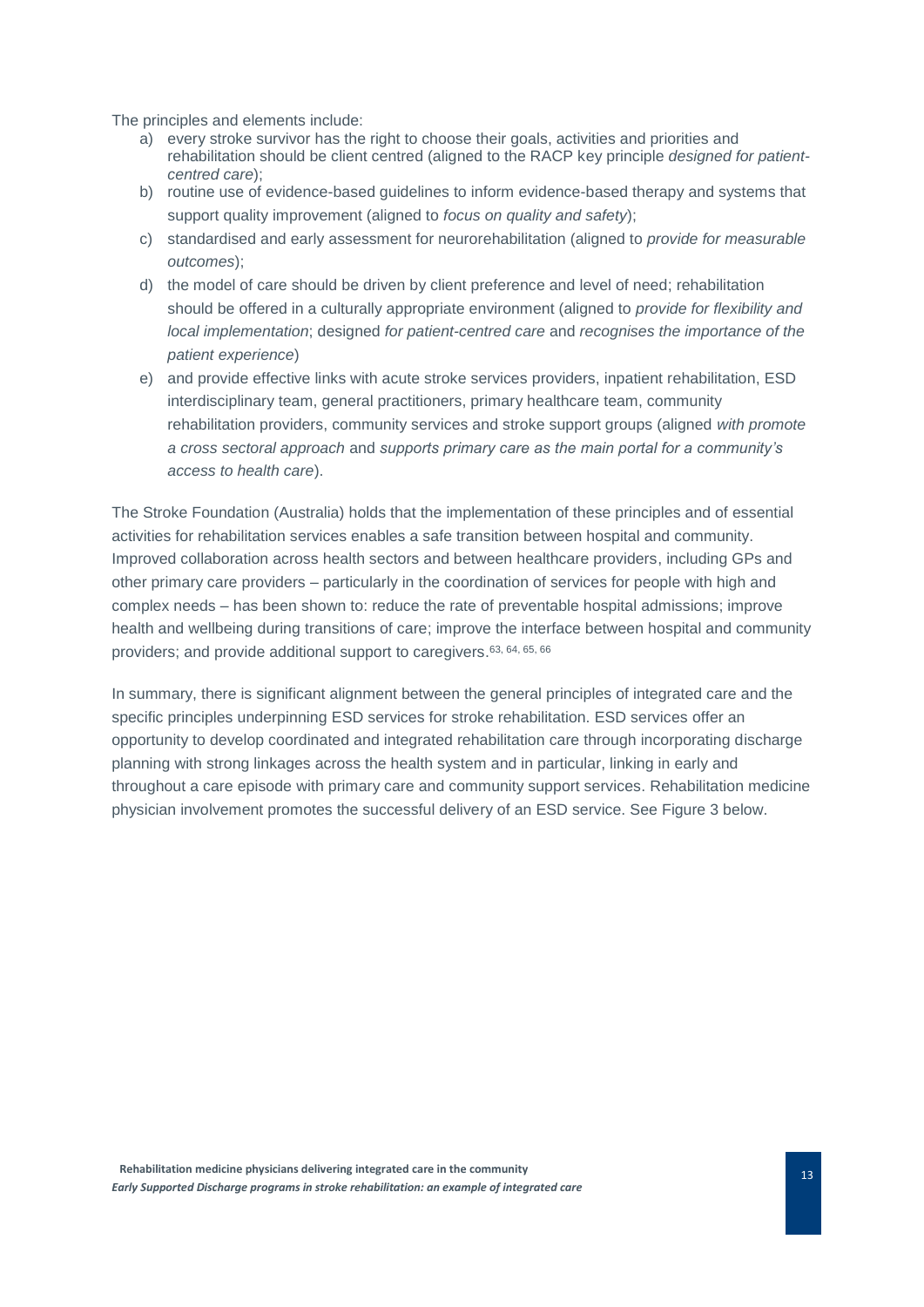The principles and elements include:

a) every stroke survivor has the right to choose their goals, activities and priorities and rehabilitation should be client centred (aligned to the RACP key principle *designed for patient-centred care*);
b) routine use of evidence-based guidelines to inform evidence-based therapy and systems that support quality improvement (aligned to *focus on quality and safety*);
c) standardised and early assessment for neurorehabilitation (aligned to *provide for measurable outcomes*);
d) the model of care should be driven by client preference and level of need; rehabilitation should be offered in a culturally appropriate environment (aligned to *provide for flexibility and local implementation*; designed *for patient-centred care* and *recognises the importance of the patient experience*)
e) and provide effective links with acute stroke services providers, inpatient rehabilitation, ESD interdisciplinary team, general practitioners, primary healthcare team, community rehabilitation providers, community services and stroke support groups (aligned *with promote a cross sectoral approach* and *supports primary care as the main portal for a community's access to health care*).

The Stroke Foundation (Australia) holds that the implementation of these principles and of essential activities for rehabilitation services enables a safe transition between hospital and community. Improved collaboration across health sectors and between healthcare providers, including GPs and other primary care providers – particularly in the coordination of services for people with high and complex needs – has been shown to: reduce the rate of preventable hospital admissions; improve health and wellbeing during transitions of care; improve the interface between hospital and community providers; and provide additional support to caregivers.[63, 64, 65, 66]

In summary, there is significant alignment between the general principles of integrated care and the specific principles underpinning ESD services for stroke rehabilitation. ESD services offer an opportunity to develop coordinated and integrated rehabilitation care through incorporating discharge planning with strong linkages across the health system and in particular, linking in early and throughout a care episode with primary care and community support services. Rehabilitation medicine physician involvement promotes the successful delivery of an ESD service. See Figure 3 below.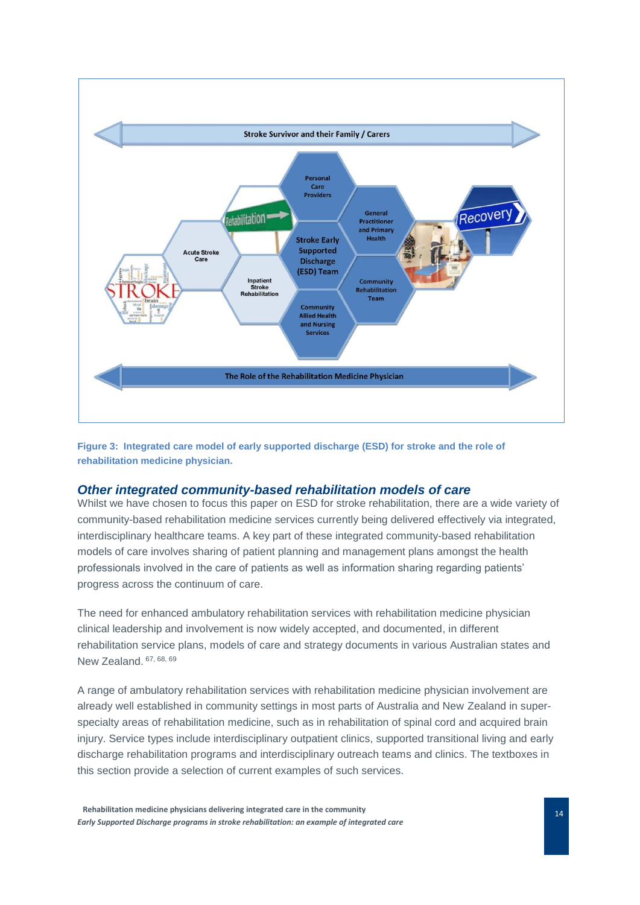Stroke Survivor and their Family / Carers

Personal Care Providers

General Practitioner and Primary Health

Acute Stroke Care

Stroke Early Supported Discharge (ESD) Team

Inpatient Stroke Rehabilitation

Community Rehabilitation Team

Community Allied Health and Nursing Services

The Role of the Rehabilitation Medicine Physician

**Figure 3: Integrated care model of early supported discharge (ESD) for stroke and the role of rehabilitation medicine physician.**

## *Other integrated community-based rehabilitation models of care*

Whilst we have chosen to focus this paper on ESD for stroke rehabilitation, there are a wide variety of community-based rehabilitation medicine services currently being delivered effectively via integrated, interdisciplinary healthcare teams. A key part of these integrated community-based rehabilitation models of care involves sharing of patient planning and management plans amongst the health professionals involved in the care of patients as well as information sharing regarding patients' progress across the continuum of care.

The need for enhanced ambulatory rehabilitation services with rehabilitation medicine physician clinical leadership and involvement is now widely accepted, and documented, in different rehabilitation service plans, models of care and strategy documents in various Australian states and New Zealand. [67, 68, 69]

A range of ambulatory rehabilitation services with rehabilitation medicine physician involvement are already well established in community settings in most parts of Australia and New Zealand in super-specialty areas of rehabilitation medicine, such as in rehabilitation of spinal cord and acquired brain injury. Service types include interdisciplinary outpatient clinics, supported transitional living and early discharge rehabilitation programs and interdisciplinary outreach teams and clinics. The textboxes in this section provide a selection of current examples of such services.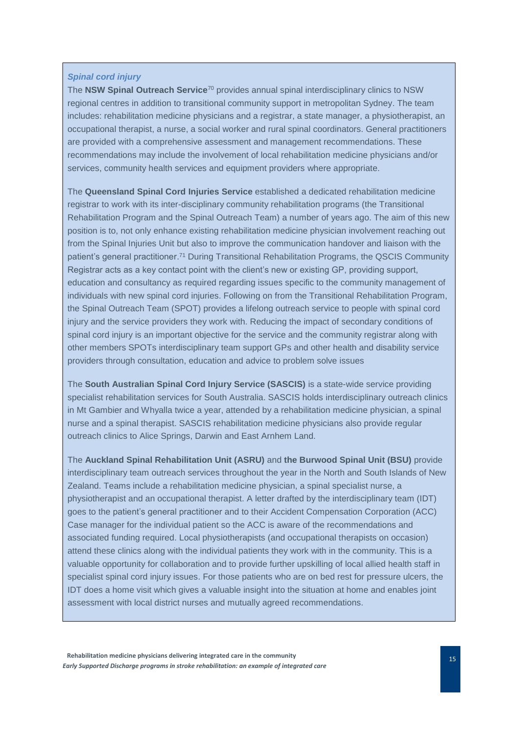### *Spinal cord injury*

The **NSW Spinal Outreach Service**[70] provides annual spinal interdisciplinary clinics to NSW regional centres in addition to transitional community support in metropolitan Sydney. The team includes: rehabilitation medicine physicians and a registrar, a state manager, a physiotherapist, an occupational therapist, a nurse, a social worker and rural spinal coordinators. General practitioners are provided with a comprehensive assessment and management recommendations. These recommendations may include the involvement of local rehabilitation medicine physicians and/or services, community health services and equipment providers where appropriate.

The **Queensland Spinal Cord Injuries Service** established a dedicated rehabilitation medicine registrar to work with its inter-disciplinary community rehabilitation programs (the Transitional Rehabilitation Program and the Spinal Outreach Team) a number of years ago. The aim of this new position is to, not only enhance existing rehabilitation medicine physician involvement reaching out from the Spinal Injuries Unit but also to improve the communication handover and liaison with the patient's general practitioner.[71] During Transitional Rehabilitation Programs, the QSCIS Community Registrar acts as a key contact point with the client's new or existing GP, providing support, education and consultancy as required regarding issues specific to the community management of individuals with new spinal cord injuries. Following on from the Transitional Rehabilitation Program, the Spinal Outreach Team (SPOT) provides a lifelong outreach service to people with spinal cord injury and the service providers they work with. Reducing the impact of secondary conditions of spinal cord injury is an important objective for the service and the community registrar along with other members SPOTs interdisciplinary team support GPs and other health and disability service providers through consultation, education and advice to problem solve issues

The **South Australian Spinal Cord Injury Service (SASCIS)** is a state-wide service providing specialist rehabilitation services for South Australia. SASCIS holds interdisciplinary outreach clinics in Mt Gambier and Whyalla twice a year, attended by a rehabilitation medicine physician, a spinal nurse and a spinal therapist. SASCIS rehabilitation medicine physicians also provide regular outreach clinics to Alice Springs, Darwin and East Arnhem Land.

The **Auckland Spinal Rehabilitation Unit (ASRU)** and **the Burwood Spinal Unit (BSU)** provide interdisciplinary team outreach services throughout the year in the North and South Islands of New Zealand. Teams include a rehabilitation medicine physician, a spinal specialist nurse, a physiotherapist and an occupational therapist. A letter drafted by the interdisciplinary team (IDT) goes to the patient's general practitioner and to their Accident Compensation Corporation (ACC) Case manager for the individual patient so the ACC is aware of the recommendations and associated funding required. Local physiotherapists (and occupational therapists on occasion) attend these clinics along with the individual patients they work with in the community. This is a valuable opportunity for collaboration and to provide further upskilling of local allied health staff in specialist spinal cord injury issues. For those patients who are on bed rest for pressure ulcers, the IDT does a home visit which gives a valuable insight into the situation at home and enables joint assessment with local district nurses and mutually agreed recommendations.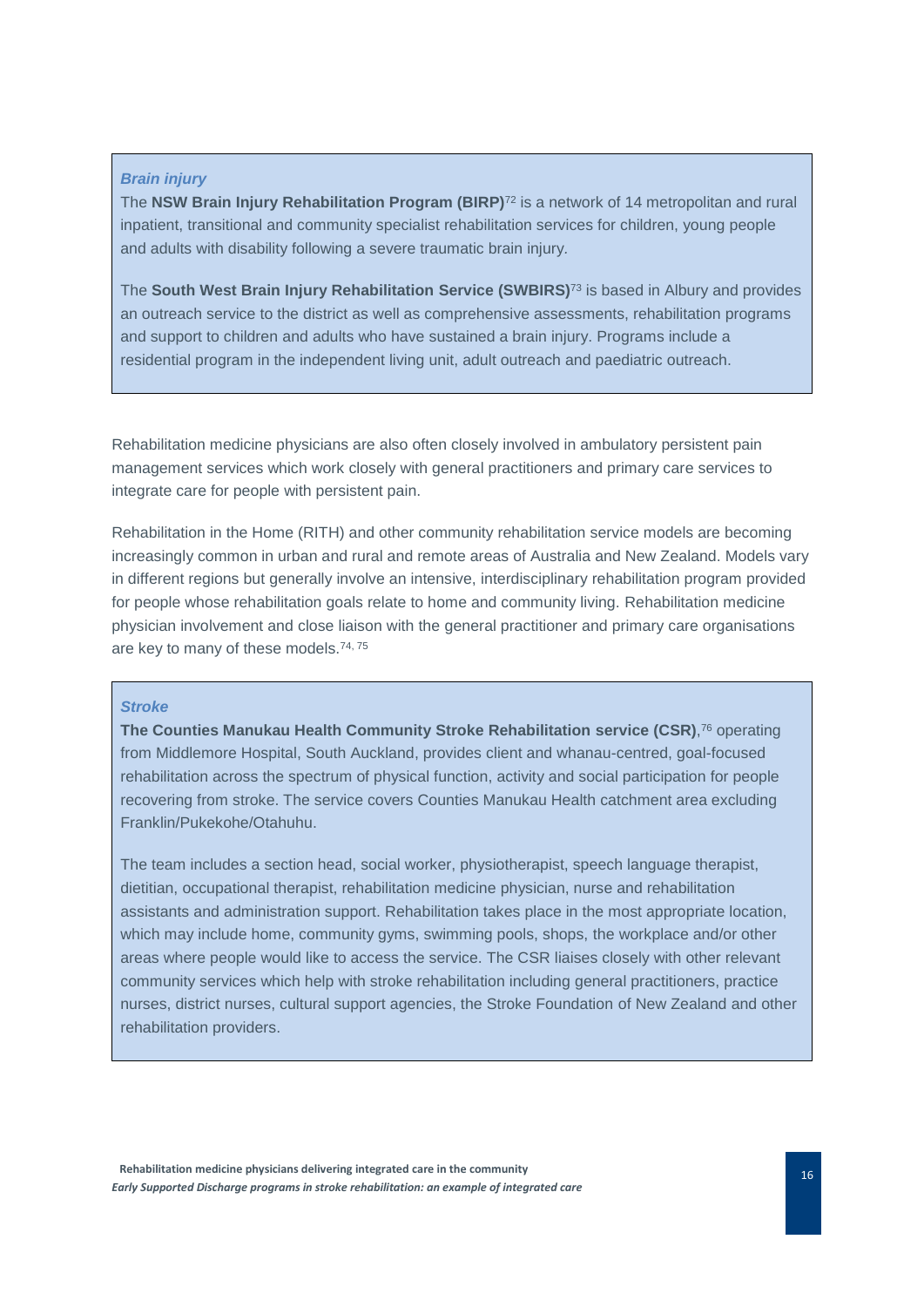### *Brain injury*

The **NSW Brain Injury Rehabilitation Program (BIRP)**[72] is a network of 14 metropolitan and rural inpatient, transitional and community specialist rehabilitation services for children, young people and adults with disability following a severe traumatic brain injury.

The **South West Brain Injury Rehabilitation Service (SWBIRS)**[73] is based in Albury and provides an outreach service to the district as well as comprehensive assessments, rehabilitation programs and support to children and adults who have sustained a brain injury. Programs include a residential program in the independent living unit, adult outreach and paediatric outreach.

Rehabilitation medicine physicians are also often closely involved in ambulatory persistent pain management services which work closely with general practitioners and primary care services to integrate care for people with persistent pain.

Rehabilitation in the Home (RITH) and other community rehabilitation service models are becoming increasingly common in urban and rural and remote areas of Australia and New Zealand. Models vary in different regions but generally involve an intensive, interdisciplinary rehabilitation program provided for people whose rehabilitation goals relate to home and community living. Rehabilitation medicine physician involvement and close liaison with the general practitioner and primary care organisations are key to many of these models.[74, 75]

### *Stroke*

**The Counties Manukau Health Community Stroke Rehabilitation service (CSR)**,[76] operating from Middlemore Hospital, South Auckland, provides client and whanau-centred, goal-focused rehabilitation across the spectrum of physical function, activity and social participation for people recovering from stroke. The service covers Counties Manukau Health catchment area excluding Franklin/Pukekohe/Otahuhu.

The team includes a section head, social worker, physiotherapist, speech language therapist, dietitian, occupational therapist, rehabilitation medicine physician, nurse and rehabilitation assistants and administration support. Rehabilitation takes place in the most appropriate location, which may include home, community gyms, swimming pools, shops, the workplace and/or other areas where people would like to access the service. The CSR liaises closely with other relevant community services which help with stroke rehabilitation including general practitioners, practice nurses, district nurses, cultural support agencies, the Stroke Foundation of New Zealand and other rehabilitation providers.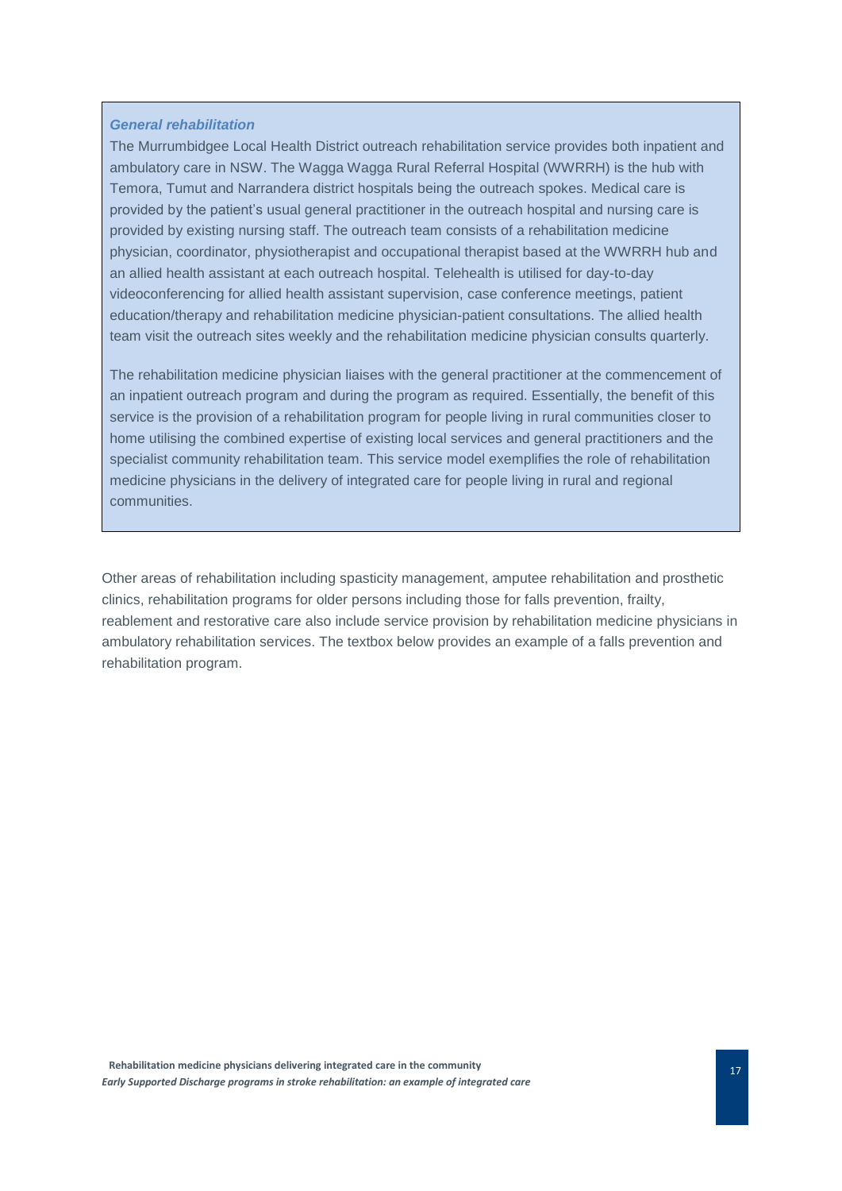***General rehabilitation***

The Murrumbidgee Local Health District outreach rehabilitation service provides both inpatient and ambulatory care in NSW. The Wagga Wagga Rural Referral Hospital (WWRRH) is the hub with Temora, Tumut and Narrandera district hospitals being the outreach spokes. Medical care is provided by the patient's usual general practitioner in the outreach hospital and nursing care is provided by existing nursing staff. The outreach team consists of a rehabilitation medicine physician, coordinator, physiotherapist and occupational therapist based at the WWRRH hub and an allied health assistant at each outreach hospital. Telehealth is utilised for day-to-day videoconferencing for allied health assistant supervision, case conference meetings, patient education/therapy and rehabilitation medicine physician-patient consultations. The allied health team visit the outreach sites weekly and the rehabilitation medicine physician consults quarterly.

The rehabilitation medicine physician liaises with the general practitioner at the commencement of an inpatient outreach program and during the program as required. Essentially, the benefit of this service is the provision of a rehabilitation program for people living in rural communities closer to home utilising the combined expertise of existing local services and general practitioners and the specialist community rehabilitation team. This service model exemplifies the role of rehabilitation medicine physicians in the delivery of integrated care for people living in rural and regional communities.

Other areas of rehabilitation including spasticity management, amputee rehabilitation and prosthetic clinics, rehabilitation programs for older persons including those for falls prevention, frailty, reablement and restorative care also include service provision by rehabilitation medicine physicians in ambulatory rehabilitation services. The textbox below provides an example of a falls prevention and rehabilitation program.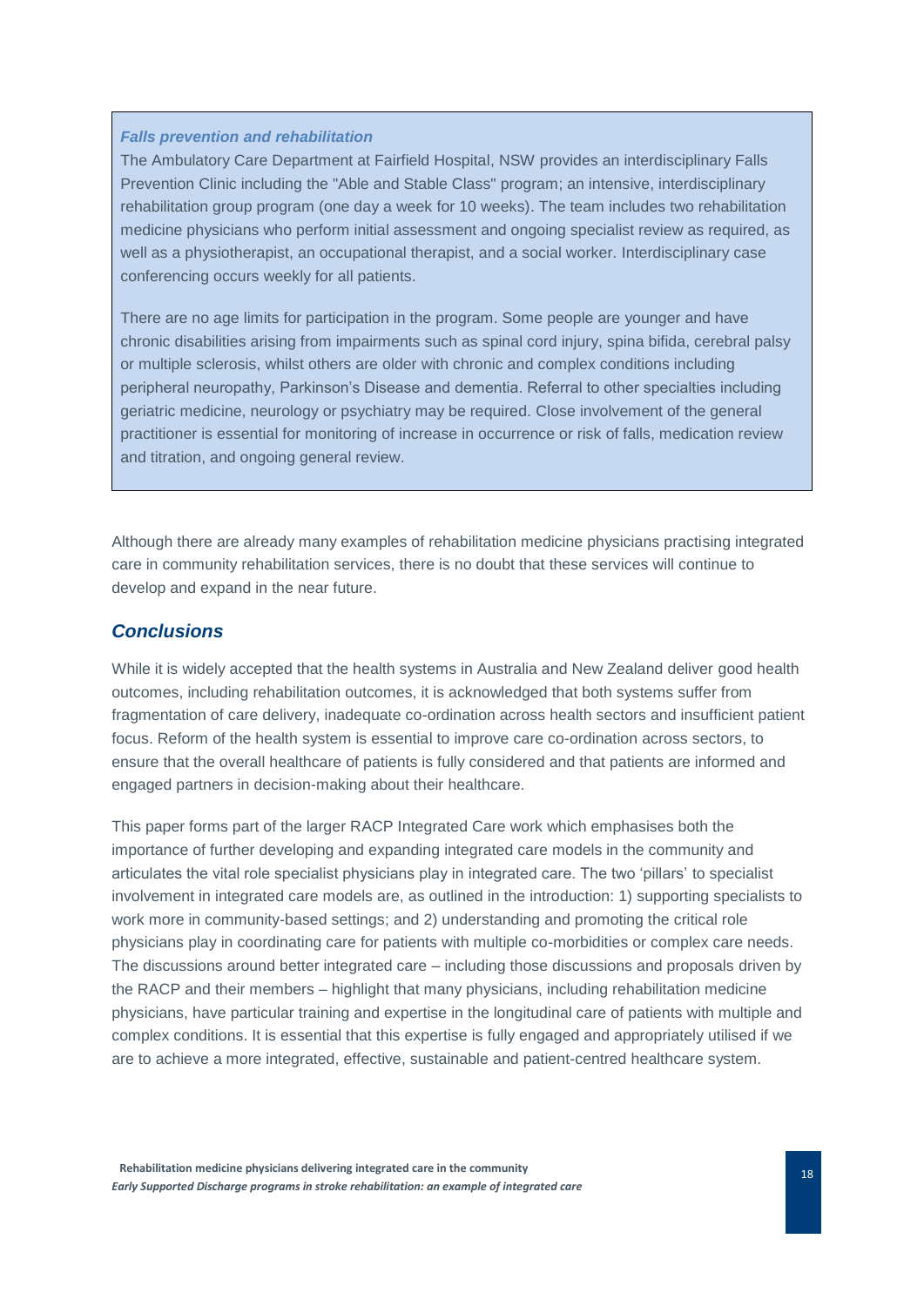### *Falls prevention and rehabilitation*

The Ambulatory Care Department at Fairfield Hospital, NSW provides an interdisciplinary Falls Prevention Clinic including the "Able and Stable Class" program; an intensive, interdisciplinary rehabilitation group program (one day a week for 10 weeks). The team includes two rehabilitation medicine physicians who perform initial assessment and ongoing specialist review as required, as well as a physiotherapist, an occupational therapist, and a social worker. Interdisciplinary case conferencing occurs weekly for all patients.

There are no age limits for participation in the program. Some people are younger and have chronic disabilities arising from impairments such as spinal cord injury, spina bifida, cerebral palsy or multiple sclerosis, whilst others are older with chronic and complex conditions including peripheral neuropathy, Parkinson's Disease and dementia. Referral to other specialties including geriatric medicine, neurology or psychiatry may be required. Close involvement of the general practitioner is essential for monitoring of increase in occurrence or risk of falls, medication review and titration, and ongoing general review.

Although there are already many examples of rehabilitation medicine physicians practising integrated care in community rehabilitation services, there is no doubt that these services will continue to develop and expand in the near future.

## *Conclusions*

While it is widely accepted that the health systems in Australia and New Zealand deliver good health outcomes, including rehabilitation outcomes, it is acknowledged that both systems suffer from fragmentation of care delivery, inadequate co-ordination across health sectors and insufficient patient focus. Reform of the health system is essential to improve care co-ordination across sectors, to ensure that the overall healthcare of patients is fully considered and that patients are informed and engaged partners in decision-making about their healthcare.

This paper forms part of the larger RACP Integrated Care work which emphasises both the importance of further developing and expanding integrated care models in the community and articulates the vital role specialist physicians play in integrated care. The two 'pillars' to specialist involvement in integrated care models are, as outlined in the introduction: 1) supporting specialists to work more in community-based settings; and 2) understanding and promoting the critical role physicians play in coordinating care for patients with multiple co-morbidities or complex care needs. The discussions around better integrated care – including those discussions and proposals driven by the RACP and their members – highlight that many physicians, including rehabilitation medicine physicians, have particular training and expertise in the longitudinal care of patients with multiple and complex conditions. It is essential that this expertise is fully engaged and appropriately utilised if we are to achieve a more integrated, effective, sustainable and patient-centred healthcare system.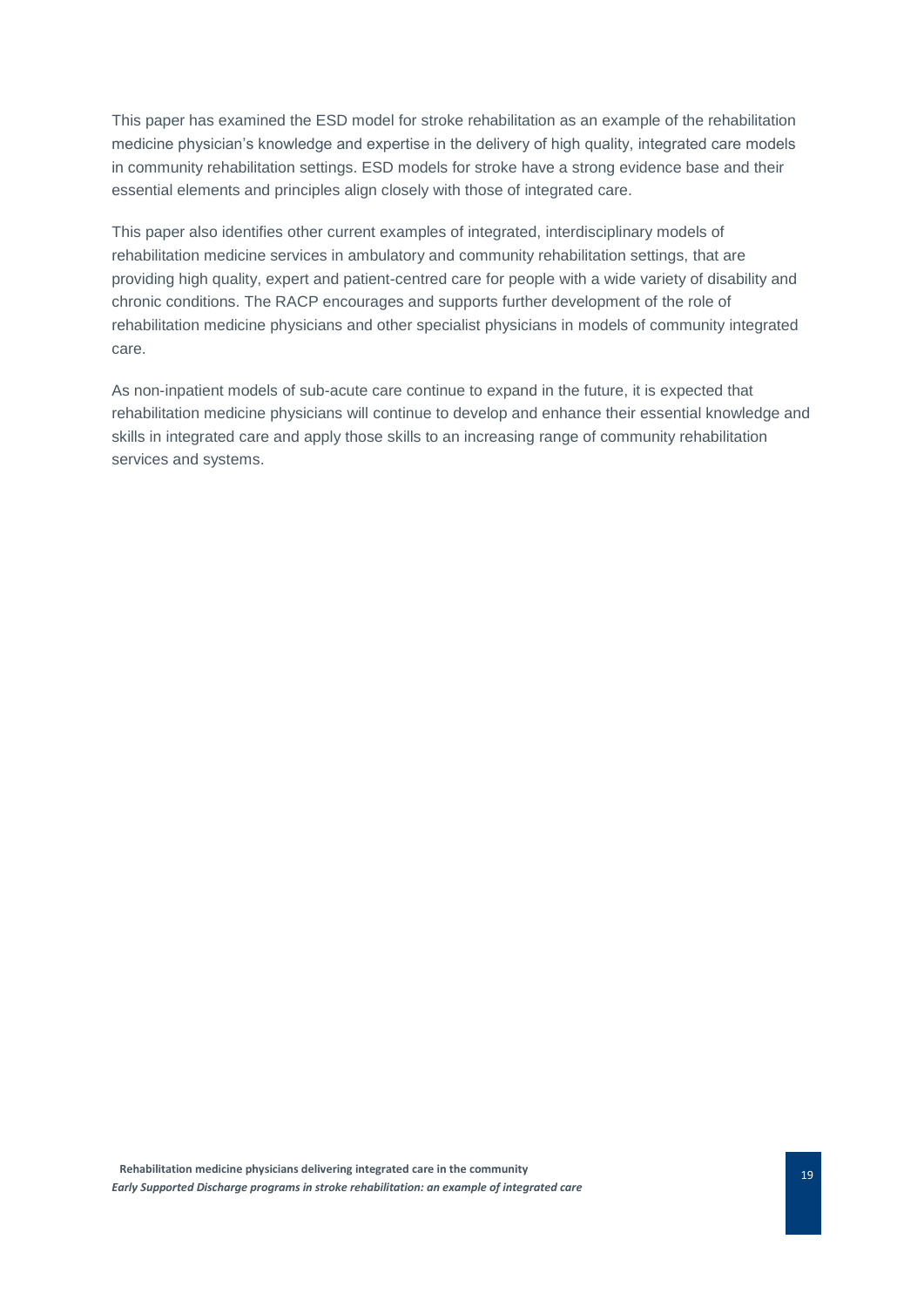This paper has examined the ESD model for stroke rehabilitation as an example of the rehabilitation medicine physician's knowledge and expertise in the delivery of high quality, integrated care models in community rehabilitation settings. ESD models for stroke have a strong evidence base and their essential elements and principles align closely with those of integrated care.

This paper also identifies other current examples of integrated, interdisciplinary models of rehabilitation medicine services in ambulatory and community rehabilitation settings, that are providing high quality, expert and patient-centred care for people with a wide variety of disability and chronic conditions. The RACP encourages and supports further development of the role of rehabilitation medicine physicians and other specialist physicians in models of community integrated care.

As non-inpatient models of sub-acute care continue to expand in the future, it is expected that rehabilitation medicine physicians will continue to develop and enhance their essential knowledge and skills in integrated care and apply those skills to an increasing range of community rehabilitation services and systems.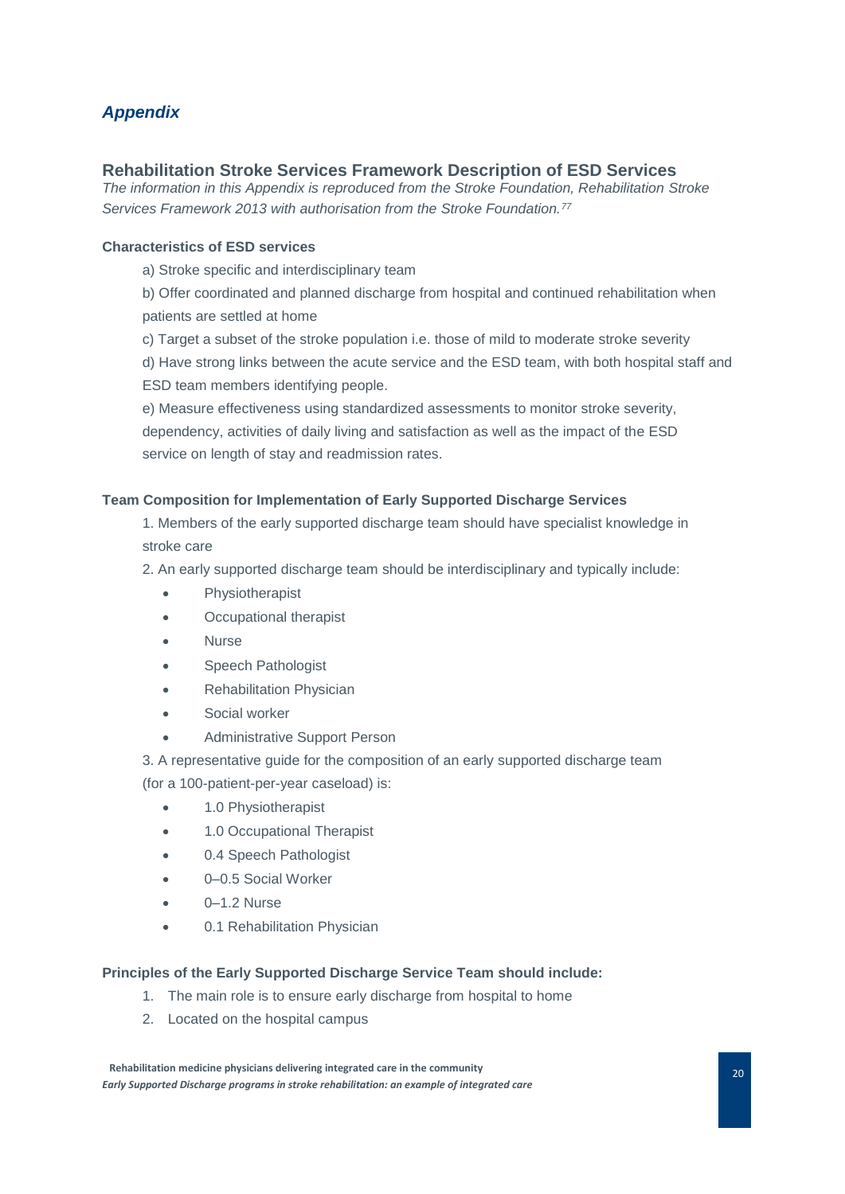## *Appendix*

### Rehabilitation Stroke Services Framework Description of ESD Services

*The information in this Appendix is reproduced from the Stroke Foundation, Rehabilitation Stroke Services Framework 2013 with authorisation from the Stroke Foundation.*[77]

#### Characteristics of ESD services

a) Stroke specific and interdisciplinary team

b) Offer coordinated and planned discharge from hospital and continued rehabilitation when patients are settled at home

c) Target a subset of the stroke population i.e. those of mild to moderate stroke severity

d) Have strong links between the acute service and the ESD team, with both hospital staff and ESD team members identifying people.

e) Measure effectiveness using standardized assessments to monitor stroke severity, dependency, activities of daily living and satisfaction as well as the impact of the ESD service on length of stay and readmission rates.

#### Team Composition for Implementation of Early Supported Discharge Services

1. Members of the early supported discharge team should have specialist knowledge in stroke care

2. An early supported discharge team should be interdisciplinary and typically include:

- Physiotherapist
- Occupational therapist
- Nurse
- Speech Pathologist
- Rehabilitation Physician
- Social worker
- Administrative Support Person

3. A representative guide for the composition of an early supported discharge team (for a 100-patient-per-year caseload) is:

- 1.0 Physiotherapist
- 1.0 Occupational Therapist
- 0.4 Speech Pathologist
- 0–0.5 Social Worker
- 0–1.2 Nurse
- 0.1 Rehabilitation Physician

#### Principles of the Early Supported Discharge Service Team should include:

1. The main role is to ensure early discharge from hospital to home
2. Located on the hospital campus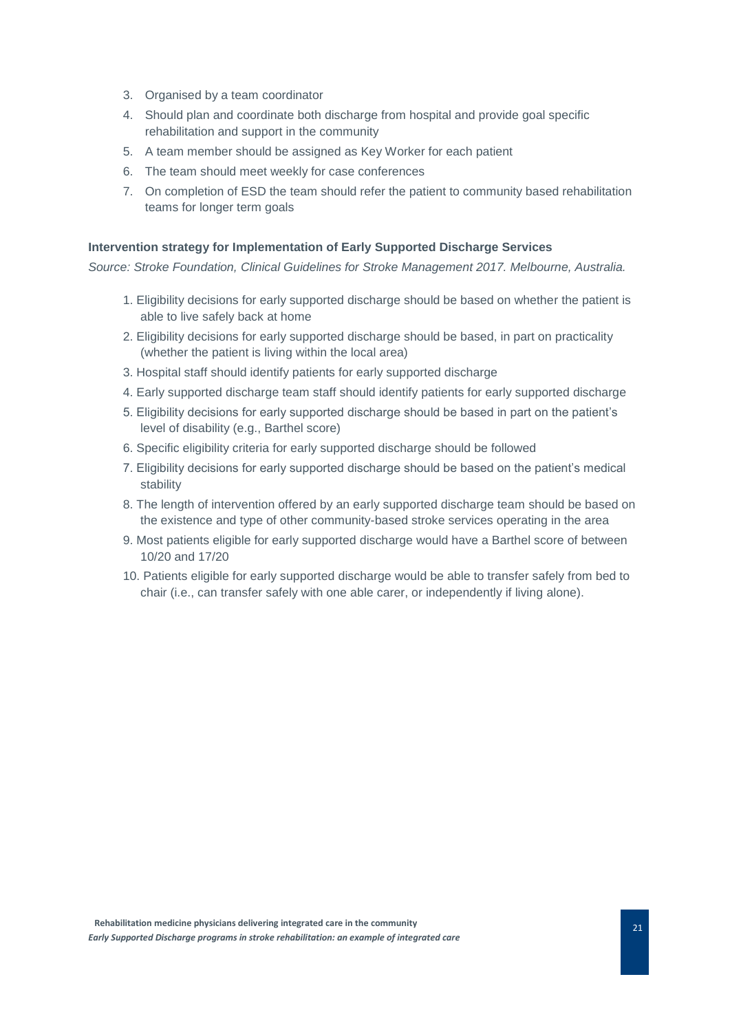3. Organised by a team coordinator
4. Should plan and coordinate both discharge from hospital and provide goal specific rehabilitation and support in the community
5. A team member should be assigned as Key Worker for each patient
6. The team should meet weekly for case conferences
7. On completion of ESD the team should refer the patient to community based rehabilitation teams for longer term goals

**Intervention strategy for Implementation of Early Supported Discharge Services**

*Source: Stroke Foundation, Clinical Guidelines for Stroke Management 2017. Melbourne, Australia.*

1. Eligibility decisions for early supported discharge should be based on whether the patient is able to live safely back at home
2. Eligibility decisions for early supported discharge should be based, in part on practicality (whether the patient is living within the local area)
3. Hospital staff should identify patients for early supported discharge
4. Early supported discharge team staff should identify patients for early supported discharge
5. Eligibility decisions for early supported discharge should be based in part on the patient's level of disability (e.g., Barthel score)
6. Specific eligibility criteria for early supported discharge should be followed
7. Eligibility decisions for early supported discharge should be based on the patient's medical stability
8. The length of intervention offered by an early supported discharge team should be based on the existence and type of other community-based stroke services operating in the area
9. Most patients eligible for early supported discharge would have a Barthel score of between 10/20 and 17/20
10. Patients eligible for early supported discharge would be able to transfer safely from bed to chair (i.e., can transfer safely with one able carer, or independently if living alone).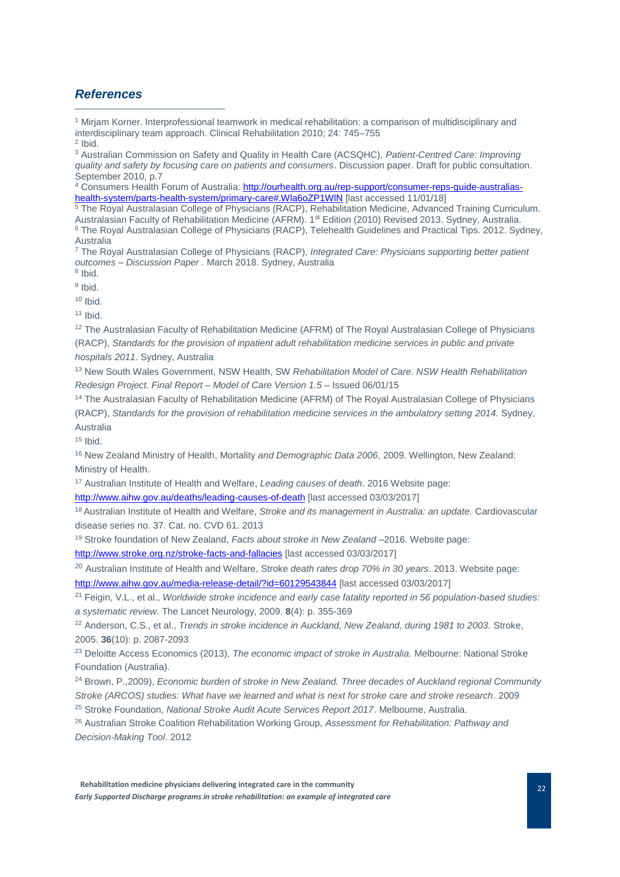## *References*

[1] Mirjam Korner. Interprofessional teamwork in medical rehabilitation: a comparison of multidisciplinary and interdisciplinary team approach. Clinical Rehabilitation 2010; 24: 745–755

[2] Ibid.

[3] Australian Commission on Safety and Quality in Health Care (ACSQHC), *Patient-Centred Care: Improving quality and safety by focusing care on patients and consumers*. Discussion paper. Draft for public consultation. September 2010, p.7

[4] Consumers Health Forum of Australia: http://ourhealth.org.au/rep-support/consumer-reps-guide-australias-health-system/parts-health-system/primary-care#.Wla6oZP1WlN [last accessed 11/01/18]

[5] The Royal Australasian College of Physicians (RACP), Rehabilitation Medicine, Advanced Training Curriculum. Australasian Faculty of Rehabilitation Medicine (AFRM). 1st Edition (2010) Revised 2013. Sydney, Australia.

[6] The Royal Australasian College of Physicians (RACP), Telehealth Guidelines and Practical Tips. 2012. Sydney, Australia

[7] The Royal Australasian College of Physicians (RACP), *Integrated Care: Physicians supporting better patient outcomes – Discussion Paper* . March 2018. Sydney, Australia

[8] Ibid.

[9] Ibid.

[10] Ibid.

[11] Ibid.

[12] The Australasian Faculty of Rehabilitation Medicine (AFRM) of The Royal Australasian College of Physicians (RACP), *Standards for the provision of inpatient adult rehabilitation medicine services in public and private hospitals 2011*. Sydney, Australia

[13] New South Wales Government, NSW Health, SW *Rehabilitation Model of Care. NSW Health Rehabilitation Redesign Project. Final Report – Model of Care Version 1.5* – Issued 06/01/15

[14] The Australasian Faculty of Rehabilitation Medicine (AFRM) of The Royal Australasian College of Physicians (RACP), *Standards for the provision of rehabilitation medicine services in the ambulatory setting 2014.* Sydney, Australia

[15] Ibid.

[16] New Zealand Ministry of Health, Mortality *and Demographic Data 2006*, 2009*.* Wellington, New Zealand: Ministry of Health.

[17] Australian Institute of Health and Welfare, *Leading causes of death*. 2016 Website page: http://www.aihw.gov.au/deaths/leading-causes-of-death [last accessed 03/03/2017]

[18] Australian Institute of Health and Welfare, *Stroke and its management in Australia: an update.* Cardiovascular disease series no. 37. Cat. no. CVD 61. 2013

[19] Stroke foundation of New Zealand, *Facts about stroke in New Zealand* –2016. Website page: http://www.stroke.org.nz/stroke-facts-and-fallacies [last accessed 03/03/2017]

[20] Australian Institute of Health and Welfare, Stroke *death rates drop 70% in 30 years*. 2013. Website page: http://www.aihw.gov.au/media-release-detail/?id=60129543844 [last accessed 03/03/2017]

[21] Feigin, V.L., et al., *Worldwide stroke incidence and early case fatality reported in 56 population-based studies: a systematic review.* The Lancet Neurology, 2009. **8**(4): p. 355-369

[22] Anderson, C.S., et al., *Trends in stroke incidence in Auckland, New Zealand, during 1981 to 2003.* Stroke, 2005. **36**(10): p. 2087-2093

[23] Deloitte Access Economics (2013), *The economic impact of stroke in Australia.* Melbourne: National Stroke Foundation (Australia).

[24] Brown, P.,2009), *Economic burden of stroke in New Zealand. Three decades of Auckland regional Community Stroke (ARCOS) studies: What have we learned and what is next for stroke care and stroke research*. 2009

[25] Stroke Foundation, *National Stroke Audit Acute Services Report 2017*. Melbourne, Australia.

[26] Australian Stroke Coalition Rehabilitation Working Group, *Assessment for Rehabilitation: Pathway and Decision-Making Tool*. 2012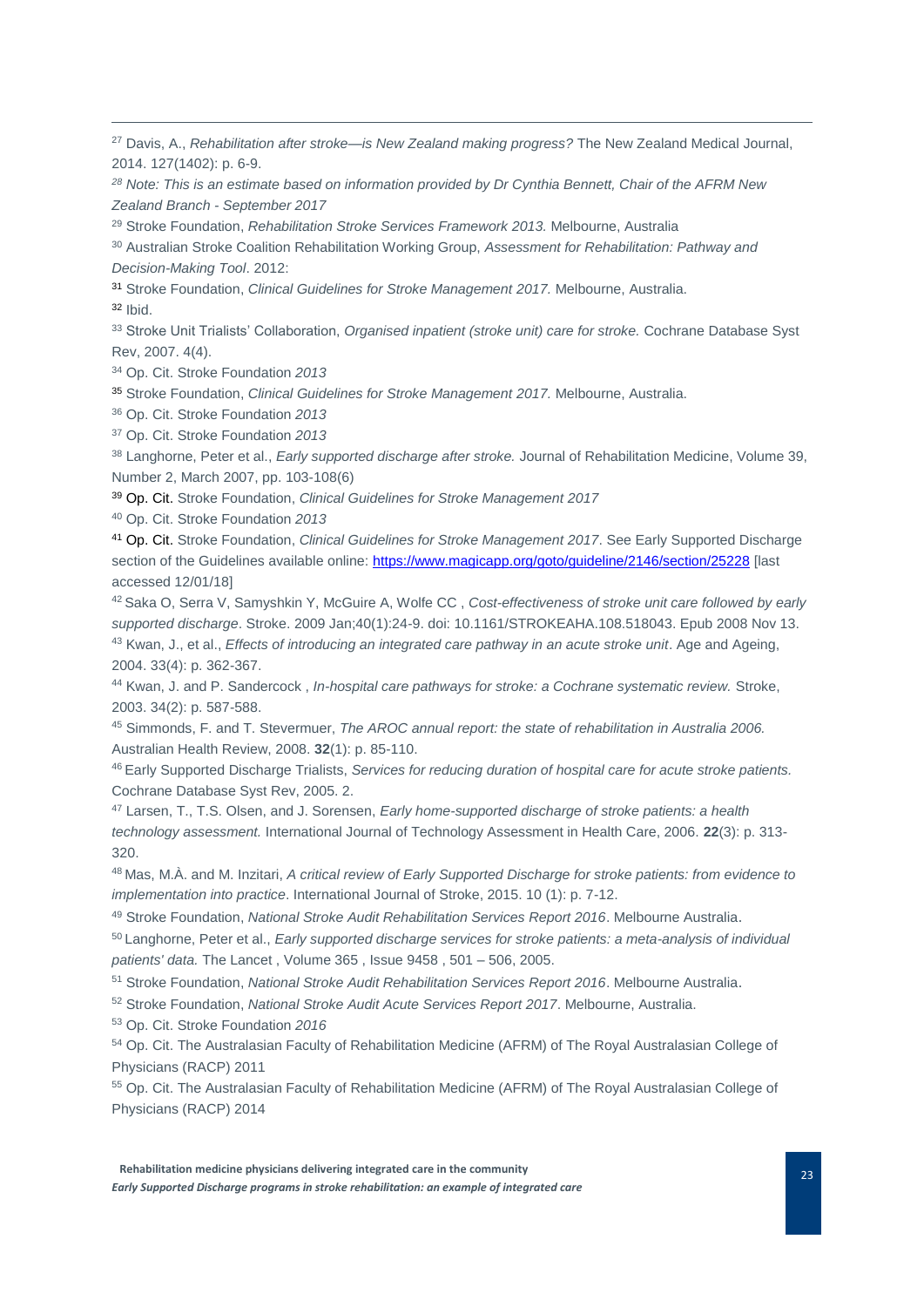[27] Davis, A., *Rehabilitation after stroke—is New Zealand making progress?* The New Zealand Medical Journal, 2014. 127(1402): p. 6-9.

[28] *Note: This is an estimate based on information provided by Dr Cynthia Bennett, Chair of the AFRM New Zealand Branch - September 2017*

[29] Stroke Foundation, *Rehabilitation Stroke Services Framework 2013.* Melbourne, Australia

[30] Australian Stroke Coalition Rehabilitation Working Group, *Assessment for Rehabilitation: Pathway and Decision-Making Tool*. 2012:

[31] Stroke Foundation, *Clinical Guidelines for Stroke Management 2017.* Melbourne, Australia.

[32] Ibid.

[33] Stroke Unit Trialists' Collaboration, *Organised inpatient (stroke unit) care for stroke.* Cochrane Database Syst Rev, 2007. 4(4).

[34] Op. Cit. Stroke Foundation *2013*

[35] Stroke Foundation, *Clinical Guidelines for Stroke Management 2017.* Melbourne, Australia.

[36] Op. Cit. Stroke Foundation *2013*

[37] Op. Cit. Stroke Foundation *2013*

[38] Langhorne, Peter et al., *Early supported discharge after stroke.* Journal of Rehabilitation Medicine, Volume 39, Number 2, March 2007, pp. 103-108(6)

[39] Op. Cit. Stroke Foundation, *Clinical Guidelines for Stroke Management 2017*

[40] Op. Cit. Stroke Foundation *2013*

[41] Op. Cit. Stroke Foundation, *Clinical Guidelines for Stroke Management 2017*. See Early Supported Discharge section of the Guidelines available online: https://www.magicapp.org/goto/guideline/2146/section/25228 [last accessed 12/01/18]

[42] Saka O, Serra V, Samyshkin Y, McGuire A, Wolfe CC , *Cost-effectiveness of stroke unit care followed by early supported discharge*. Stroke. 2009 Jan;40(1):24-9. doi: 10.1161/STROKEAHA.108.518043. Epub 2008 Nov 13.

[43] Kwan, J., et al., *Effects of introducing an integrated care pathway in an acute stroke unit*. Age and Ageing, 2004. 33(4): p. 362-367.

[44] Kwan, J. and P. Sandercock , *In-hospital care pathways for stroke: a Cochrane systematic review.* Stroke, 2003. 34(2): p. 587-588.

[45] Simmonds, F. and T. Stevermuer, *The AROC annual report: the state of rehabilitation in Australia 2006.* Australian Health Review, 2008. **32**(1): p. 85-110.

[46] Early Supported Discharge Trialists, *Services for reducing duration of hospital care for acute stroke patients.* Cochrane Database Syst Rev, 2005. 2.

[47] Larsen, T., T.S. Olsen, and J. Sorensen, *Early home-supported discharge of stroke patients: a health technology assessment.* International Journal of Technology Assessment in Health Care, 2006. **22**(3): p. 313-320.

[48] Mas, M.À. and M. Inzitari, *A critical review of Early Supported Discharge for stroke patients: from evidence to implementation into practice*. International Journal of Stroke, 2015. 10 (1): p. 7-12.

[49] Stroke Foundation, *National Stroke Audit Rehabilitation Services Report 2016*. Melbourne Australia.

[50] Langhorne, Peter et al., *Early supported discharge services for stroke patients: a meta-analysis of individual patients' data.* The Lancet , Volume 365 , Issue 9458 , 501 – 506, 2005.

[51] Stroke Foundation, *National Stroke Audit Rehabilitation Services Report 2016*. Melbourne Australia.

[52] Stroke Foundation, *National Stroke Audit Acute Services Report 2017*. Melbourne, Australia.

[53] Op. Cit. Stroke Foundation *2016*

[54] Op. Cit. The Australasian Faculty of Rehabilitation Medicine (AFRM) of The Royal Australasian College of Physicians (RACP) 2011

[55] Op. Cit. The Australasian Faculty of Rehabilitation Medicine (AFRM) of The Royal Australasian College of Physicians (RACP) 2014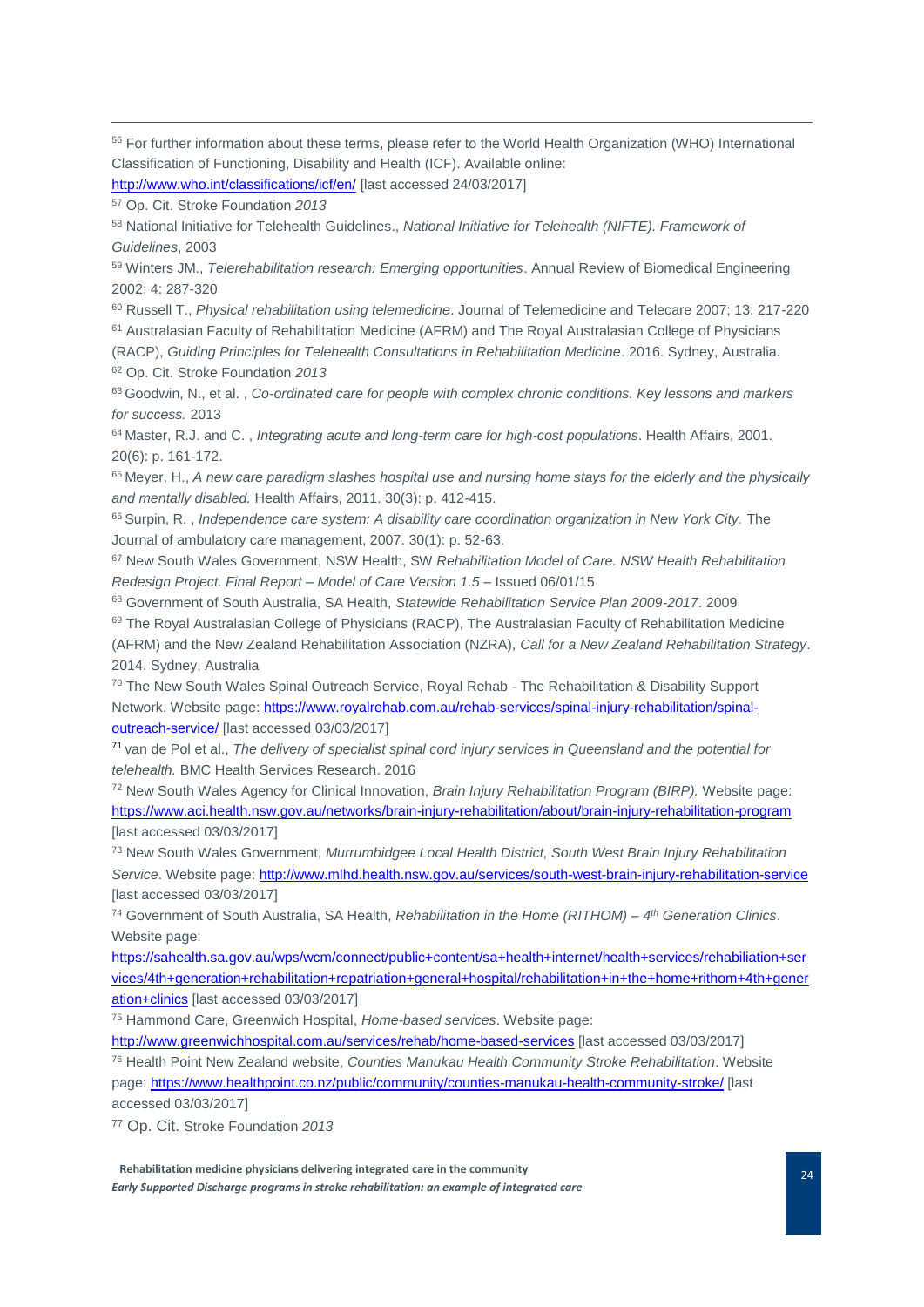[56] For further information about these terms, please refer to the World Health Organization (WHO) International Classification of Functioning, Disability and Health (ICF). Available online: http://www.who.int/classifications/icf/en/ [last accessed 24/03/2017]

[57] Op. Cit. Stroke Foundation *2013*

[58] National Initiative for Telehealth Guidelines., *National Initiative for Telehealth (NIFTE). Framework of Guidelines*, 2003

[59] Winters JM., *Telerehabilitation research: Emerging opportunities*. Annual Review of Biomedical Engineering 2002; 4: 287-320

[60] Russell T., *Physical rehabilitation using telemedicine*. Journal of Telemedicine and Telecare 2007; 13: 217-220

[61] Australasian Faculty of Rehabilitation Medicine (AFRM) and The Royal Australasian College of Physicians (RACP), *Guiding Principles for Telehealth Consultations in Rehabilitation Medicine*. 2016. Sydney, Australia.

[62] Op. Cit. Stroke Foundation *2013*

[63] Goodwin, N., et al. , *Co-ordinated care for people with complex chronic conditions. Key lessons and markers for success.* 2013

[64] Master, R.J. and C. , *Integrating acute and long-term care for high-cost populations*. Health Affairs, 2001. 20(6): p. 161-172.

[65] Meyer, H., *A new care paradigm slashes hospital use and nursing home stays for the elderly and the physically and mentally disabled.* Health Affairs, 2011. 30(3): p. 412-415.

[66] Surpin, R. , *Independence care system: A disability care coordination organization in New York City.* The Journal of ambulatory care management, 2007. 30(1): p. 52-63.

[67] New South Wales Government, NSW Health, SW *Rehabilitation Model of Care. NSW Health Rehabilitation Redesign Project. Final Report – Model of Care Version 1.5* – Issued 06/01/15

[68] Government of South Australia, SA Health, *Statewide Rehabilitation Service Plan 2009-2017*. 2009

[69] The Royal Australasian College of Physicians (RACP), The Australasian Faculty of Rehabilitation Medicine (AFRM) and the New Zealand Rehabilitation Association (NZRA), *Call for a New Zealand Rehabilitation Strategy*. 2014. Sydney, Australia

[70] The New South Wales Spinal Outreach Service, Royal Rehab - The Rehabilitation & Disability Support Network. Website page: https://www.royalrehab.com.au/rehab-services/spinal-injury-rehabilitation/spinal-outreach-service/ [last accessed 03/03/2017]

[71] van de Pol et al., *The delivery of specialist spinal cord injury services in Queensland and the potential for telehealth.* BMC Health Services Research. 2016

[72] New South Wales Agency for Clinical Innovation, *Brain Injury Rehabilitation Program (BIRP).* Website page: https://www.aci.health.nsw.gov.au/networks/brain-injury-rehabilitation/about/brain-injury-rehabilitation-program [last accessed 03/03/2017]

[73] New South Wales Government, *Murrumbidgee Local Health District, South West Brain Injury Rehabilitation Service*. Website page: http://www.mlhd.health.nsw.gov.au/services/south-west-brain-injury-rehabilitation-service [last accessed 03/03/2017]

[74] Government of South Australia, SA Health, *Rehabilitation in the Home (RITHOM) – 4th Generation Clinics*. Website page: https://sahealth.sa.gov.au/wps/wcm/connect/public+content/sa+health+internet/health+services/rehabiliation+services/4th+generation+rehabilitation+repatriation+general+hospital/rehabilitation+in+the+home+rithom+4th+generation+clinics [last accessed 03/03/2017]

[75] Hammond Care, Greenwich Hospital, *Home-based services*. Website page: http://www.greenwichhospital.com.au/services/rehab/home-based-services [last accessed 03/03/2017]

[76] Health Point New Zealand website, *Counties Manukau Health Community Stroke Rehabilitation*. Website page: https://www.healthpoint.co.nz/public/community/counties-manukau-health-community-stroke/ [last accessed 03/03/2017]

[77] Op. Cit. Stroke Foundation *2013*